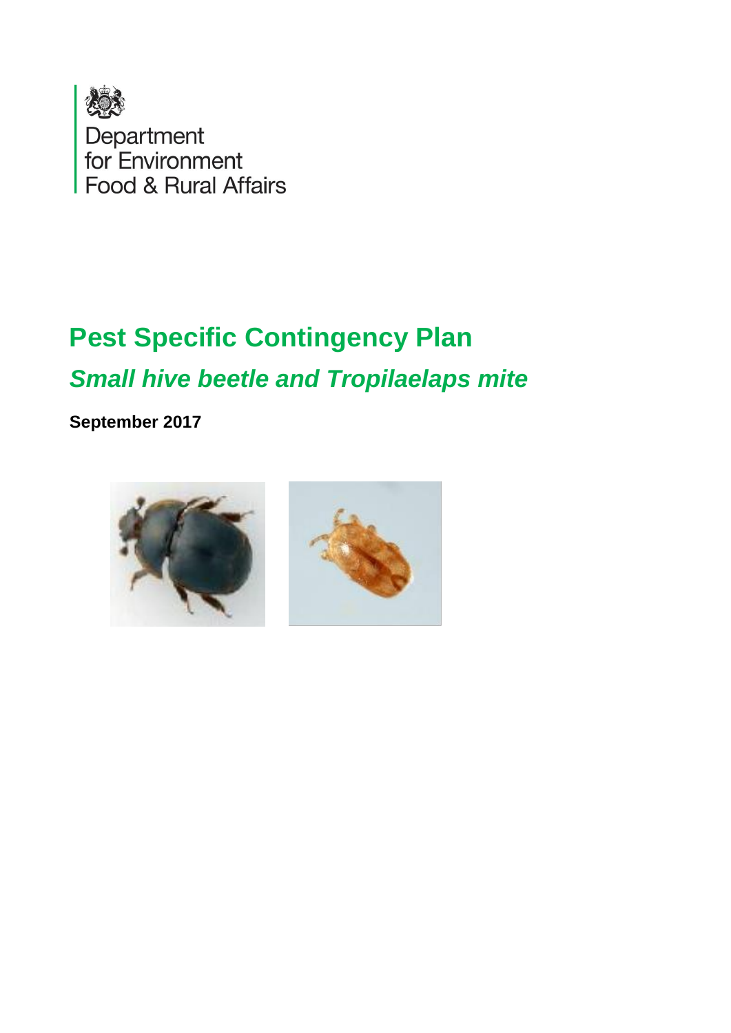Department for Environment Food & Rural Affairs

# Pest Specific Contingency Plan

## *Small hive beetle and Tropilaelaps mite*

**September 2017**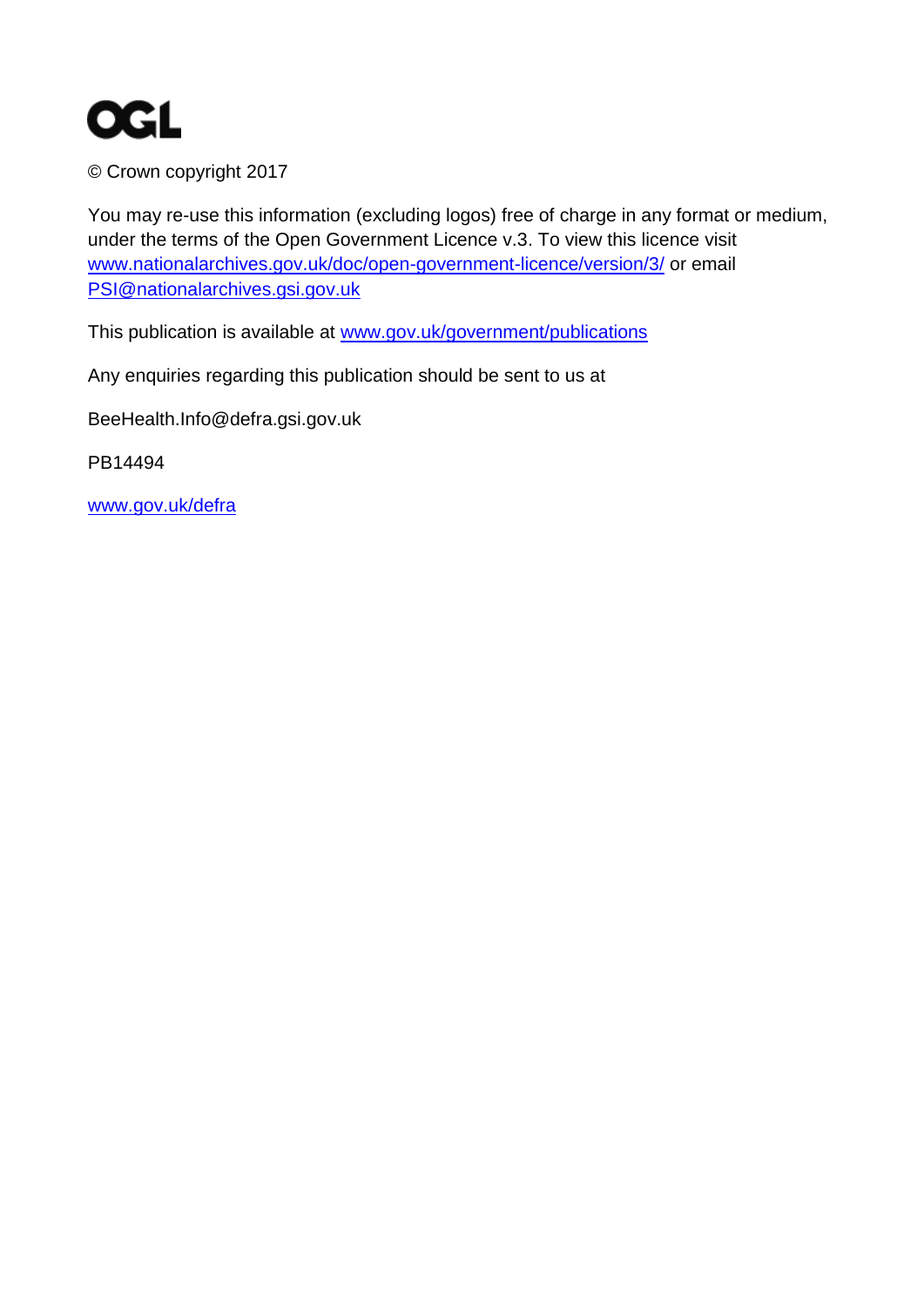OGL

© Crown copyright 2017

You may re-use this information (excluding logos) free of charge in any format or medium, under the terms of the Open Government Licence v.3. To view this licence visit www.nationalarchives.gov.uk/doc/open-government-licence/version/3/ or email PSI@nationalarchives.gsi.gov.uk

This publication is available at www.gov.uk/government/publications

Any enquiries regarding this publication should be sent to us at

BeeHealth.Info@defra.gsi.gov.uk

PB14494

www.gov.uk/defra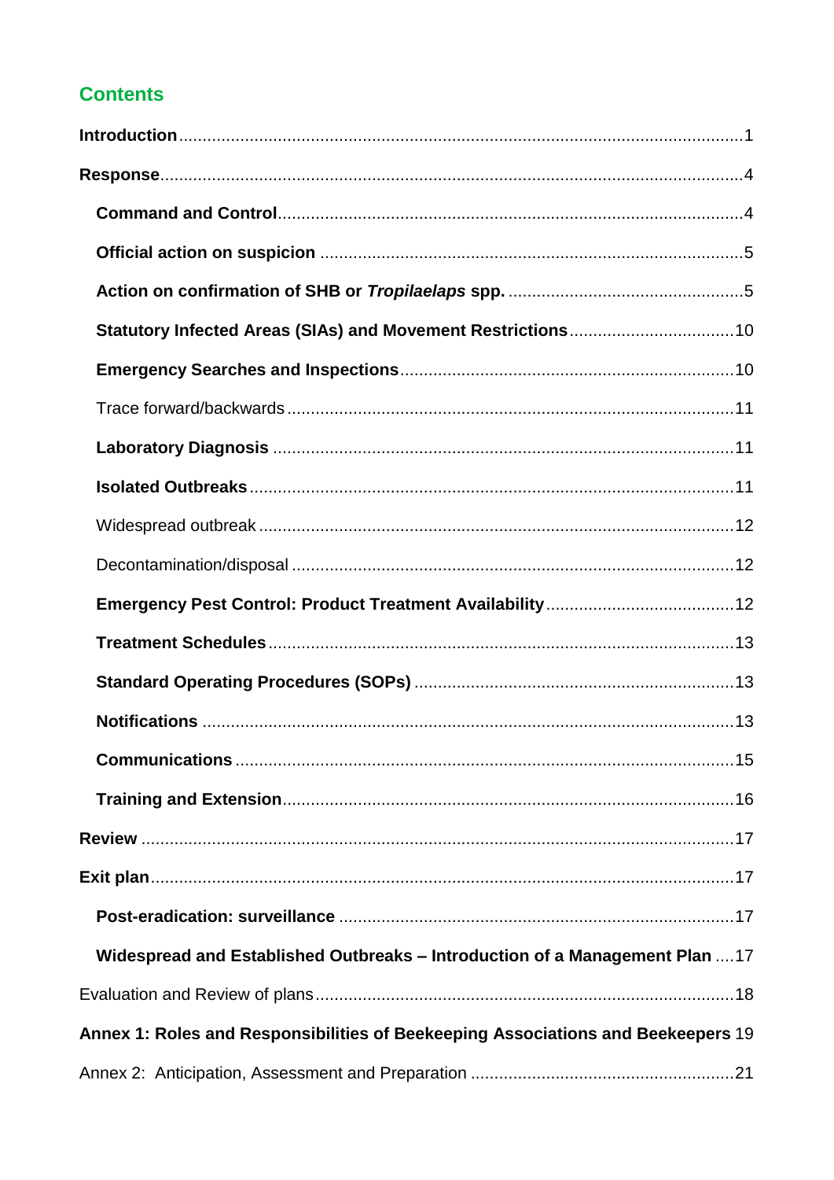## Contents

**Introduction** ..... 1

**Response** ..... 4

- **Command and Control** ..... 4
- **Official action on suspicion** ..... 5
- **Action on confirmation of SHB or *Tropilaelaps* spp.** ..... 5
- **Statutory Infected Areas (SIAs) and Movement Restrictions** ..... 10
- **Emergency Searches and Inspections** ..... 10
- Trace forward/backwards ..... 11
- **Laboratory Diagnosis** ..... 11
- **Isolated Outbreaks** ..... 11
- Widespread outbreak ..... 12
- Decontamination/disposal ..... 12
- **Emergency Pest Control: Product Treatment Availability** ..... 12
- **Treatment Schedules** ..... 13
- **Standard Operating Procedures (SOPs)** ..... 13
- **Notifications** ..... 13
- **Communications** ..... 15
- **Training and Extension** ..... 16

**Review** ..... 17

**Exit plan** ..... 17

- **Post-eradication: surveillance** ..... 17
- **Widespread and Established Outbreaks – Introduction of a Management Plan** ..... 17

Evaluation and Review of plans ..... 18

**Annex 1: Roles and Responsibilities of Beekeeping Associations and Beekeepers** 19

Annex 2: Anticipation, Assessment and Preparation ..... 21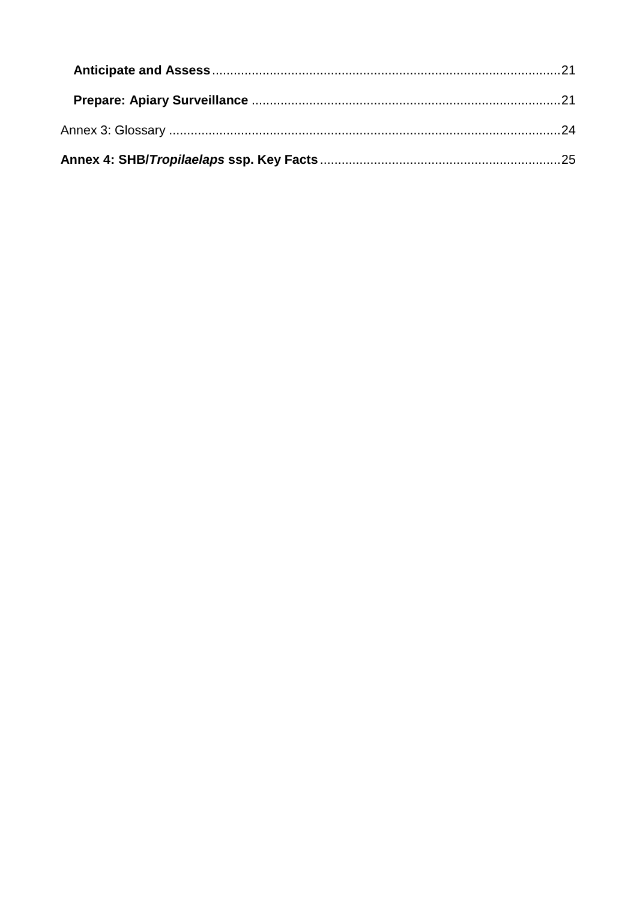**Anticipate and Assess** ................................................................................................21

**Prepare: Apiary Surveillance** .....................................................................................21

Annex 3: Glossary ............................................................................................................24

**Annex 4: SHB/*Tropilaelaps* ssp. Key Facts** ..................................................................25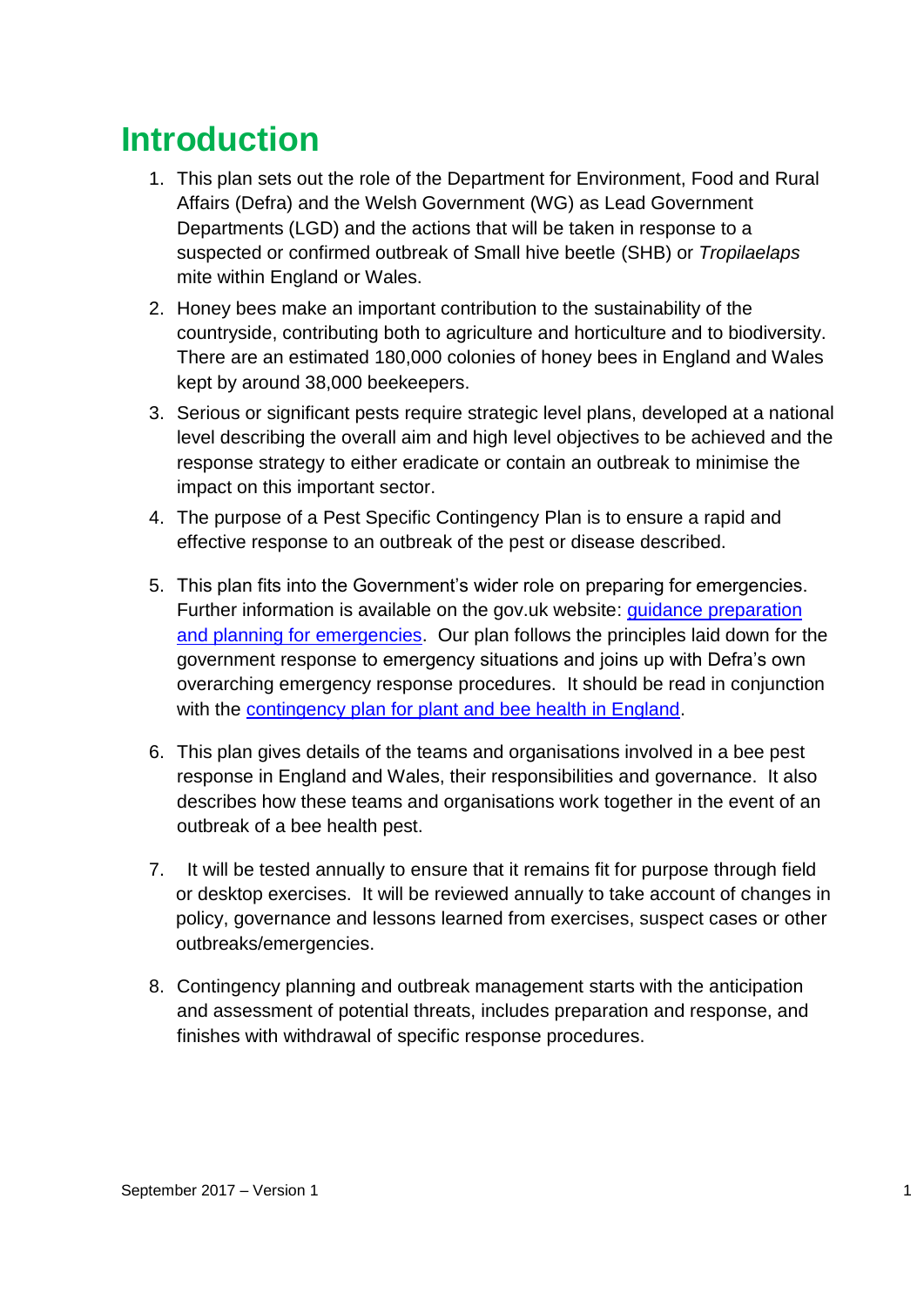# Introduction

1. This plan sets out the role of the Department for Environment, Food and Rural Affairs (Defra) and the Welsh Government (WG) as Lead Government Departments (LGD) and the actions that will be taken in response to a suspected or confirmed outbreak of Small hive beetle (SHB) or *Tropilaelaps* mite within England or Wales.

2. Honey bees make an important contribution to the sustainability of the countryside, contributing both to agriculture and horticulture and to biodiversity. There are an estimated 180,000 colonies of honey bees in England and Wales kept by around 38,000 beekeepers.

3. Serious or significant pests require strategic level plans, developed at a national level describing the overall aim and high level objectives to be achieved and the response strategy to either eradicate or contain an outbreak to minimise the impact on this important sector.

4. The purpose of a Pest Specific Contingency Plan is to ensure a rapid and effective response to an outbreak of the pest or disease described.

5. This plan fits into the Government's wider role on preparing for emergencies. Further information is available on the gov.uk website: guidance preparation and planning for emergencies. Our plan follows the principles laid down for the government response to emergency situations and joins up with Defra's own overarching emergency response procedures. It should be read in conjunction with the contingency plan for plant and bee health in England.

6. This plan gives details of the teams and organisations involved in a bee pest response in England and Wales, their responsibilities and governance. It also describes how these teams and organisations work together in the event of an outbreak of a bee health pest.

7. It will be tested annually to ensure that it remains fit for purpose through field or desktop exercises. It will be reviewed annually to take account of changes in policy, governance and lessons learned from exercises, suspect cases or other outbreaks/emergencies.

8. Contingency planning and outbreak management starts with the anticipation and assessment of potential threats, includes preparation and response, and finishes with withdrawal of specific response procedures.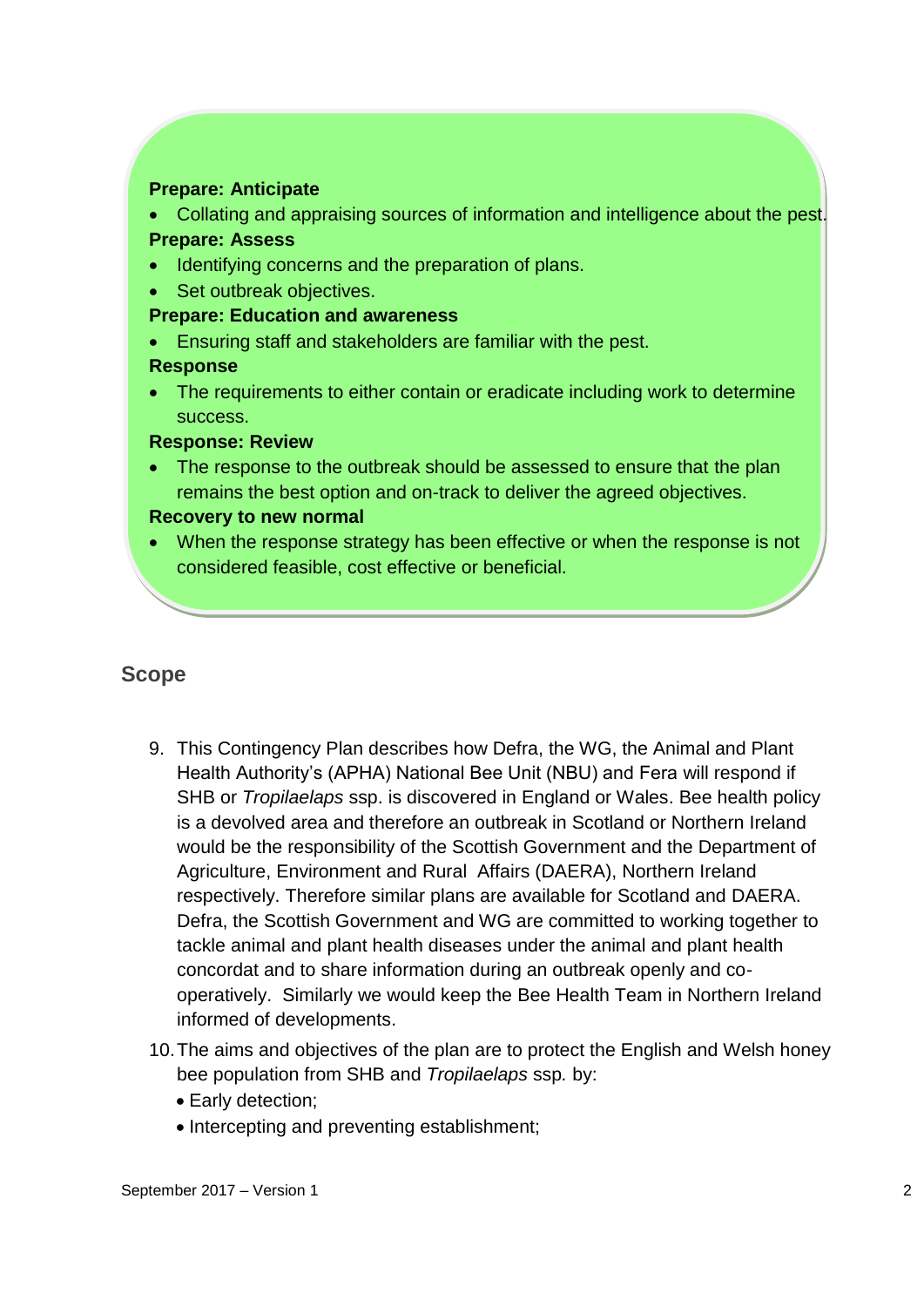**Prepare: Anticipate**

- Collating and appraising sources of information and intelligence about the pest.

**Prepare: Assess**

- Identifying concerns and the preparation of plans.
- Set outbreak objectives.

**Prepare: Education and awareness**

- Ensuring staff and stakeholders are familiar with the pest.

**Response**

- The requirements to either contain or eradicate including work to determine success.

**Response: Review**

- The response to the outbreak should be assessed to ensure that the plan remains the best option and on-track to deliver the agreed objectives.

**Recovery to new normal**

- When the response strategy has been effective or when the response is not considered feasible, cost effective or beneficial.

## Scope

9. This Contingency Plan describes how Defra, the WG, the Animal and Plant Health Authority's (APHA) National Bee Unit (NBU) and Fera will respond if SHB or *Tropilaelaps* ssp. is discovered in England or Wales. Bee health policy is a devolved area and therefore an outbreak in Scotland or Northern Ireland would be the responsibility of the Scottish Government and the Department of Agriculture, Environment and Rural Affairs (DAERA), Northern Ireland respectively. Therefore similar plans are available for Scotland and DAERA. Defra, the Scottish Government and WG are committed to working together to tackle animal and plant health diseases under the animal and plant health concordat and to share information during an outbreak openly and co-operatively. Similarly we would keep the Bee Health Team in Northern Ireland informed of developments.
10. The aims and objectives of the plan are to protect the English and Welsh honey bee population from SHB and *Tropilaelaps* ssp. by:
    - Early detection;
    - Intercepting and preventing establishment;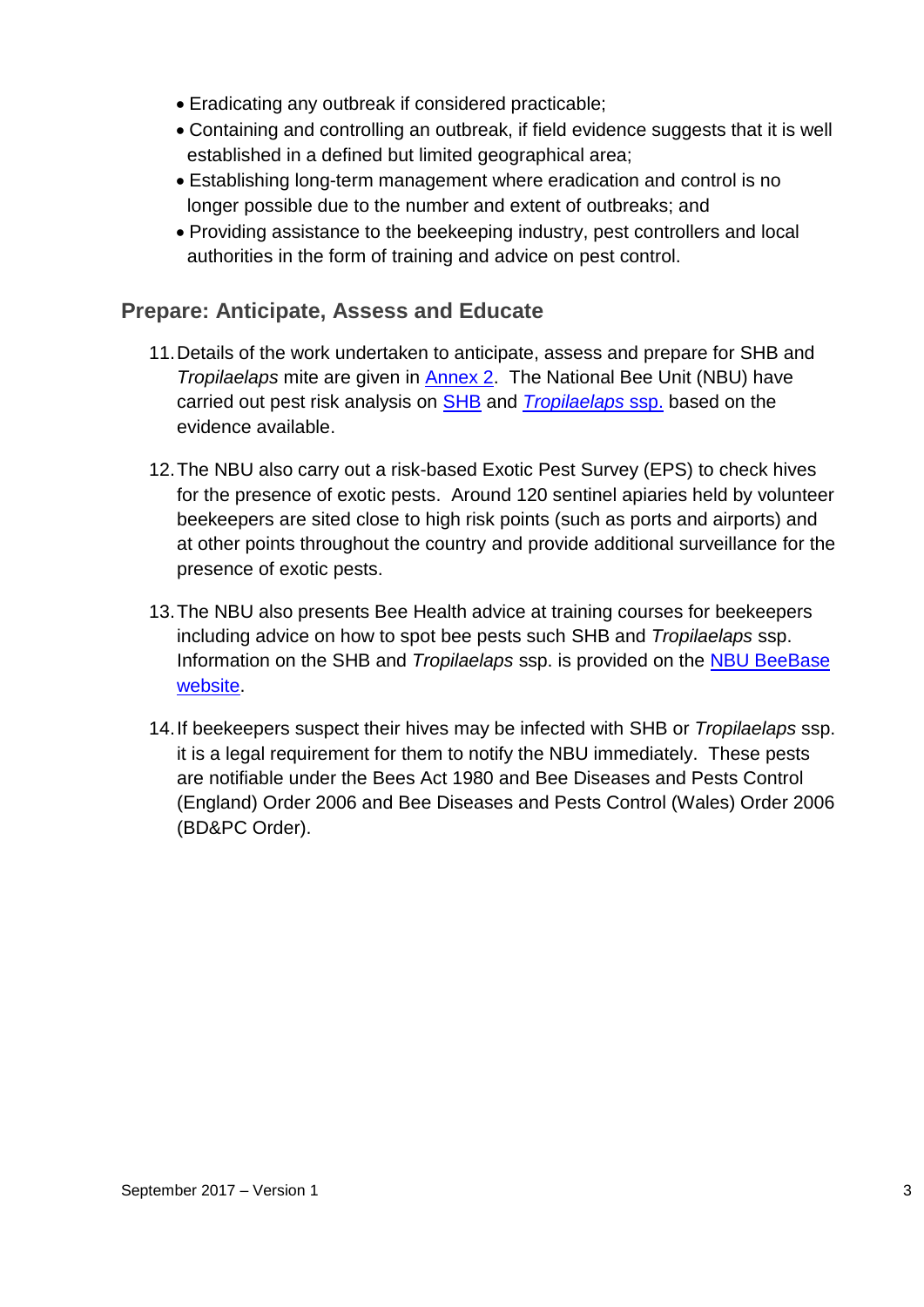- Eradicating any outbreak if considered practicable;
- Containing and controlling an outbreak, if field evidence suggests that it is well established in a defined but limited geographical area;
- Establishing long-term management where eradication and control is no longer possible due to the number and extent of outbreaks; and
- Providing assistance to the beekeeping industry, pest controllers and local authorities in the form of training and advice on pest control.

## Prepare: Anticipate, Assess and Educate

11. Details of the work undertaken to anticipate, assess and prepare for SHB and *Tropilaelaps* mite are given in Annex 2. The National Bee Unit (NBU) have carried out pest risk analysis on SHB and *Tropilaelaps* ssp. based on the evidence available.

12. The NBU also carry out a risk-based Exotic Pest Survey (EPS) to check hives for the presence of exotic pests. Around 120 sentinel apiaries held by volunteer beekeepers are sited close to high risk points (such as ports and airports) and at other points throughout the country and provide additional surveillance for the presence of exotic pests.

13. The NBU also presents Bee Health advice at training courses for beekeepers including advice on how to spot bee pests such SHB and *Tropilaelaps* ssp. Information on the SHB and *Tropilaelaps* ssp. is provided on the NBU BeeBase website.

14. If beekeepers suspect their hives may be infected with SHB or *Tropilaelaps* ssp. it is a legal requirement for them to notify the NBU immediately. These pests are notifiable under the Bees Act 1980 and Bee Diseases and Pests Control (England) Order 2006 and Bee Diseases and Pests Control (Wales) Order 2006 (BD&PC Order).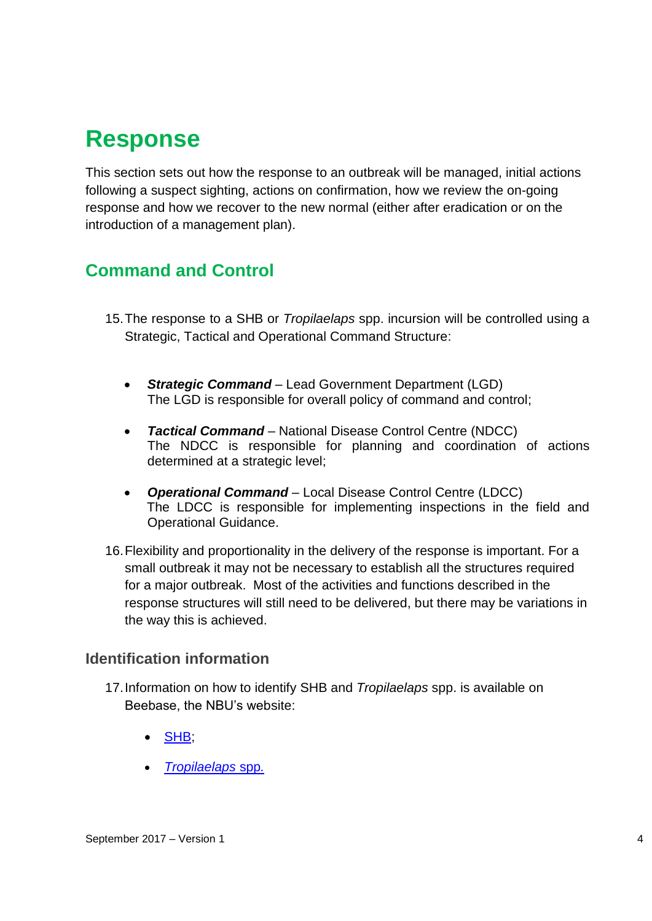# Response

This section sets out how the response to an outbreak will be managed, initial actions following a suspect sighting, actions on confirmation, how we review the on-going response and how we recover to the new normal (either after eradication or on the introduction of a management plan).

## Command and Control

15. The response to a SHB or *Tropilaelaps* spp. incursion will be controlled using a Strategic, Tactical and Operational Command Structure:

    - ***Strategic Command*** – Lead Government Department (LGD)
      The LGD is responsible for overall policy of command and control;
    - ***Tactical Command*** – National Disease Control Centre (NDCC)
      The NDCC is responsible for planning and coordination of actions determined at a strategic level;
    - ***Operational Command*** – Local Disease Control Centre (LDCC)
      The LDCC is responsible for implementing inspections in the field and Operational Guidance.

16. Flexibility and proportionality in the delivery of the response is important. For a small outbreak it may not be necessary to establish all the structures required for a major outbreak. Most of the activities and functions described in the response structures will still need to be delivered, but there may be variations in the way this is achieved.

### Identification information

17. Information on how to identify SHB and *Tropilaelaps* spp. is available on Beebase, the NBU's website:

    - SHB;
    - *Tropilaelaps* spp.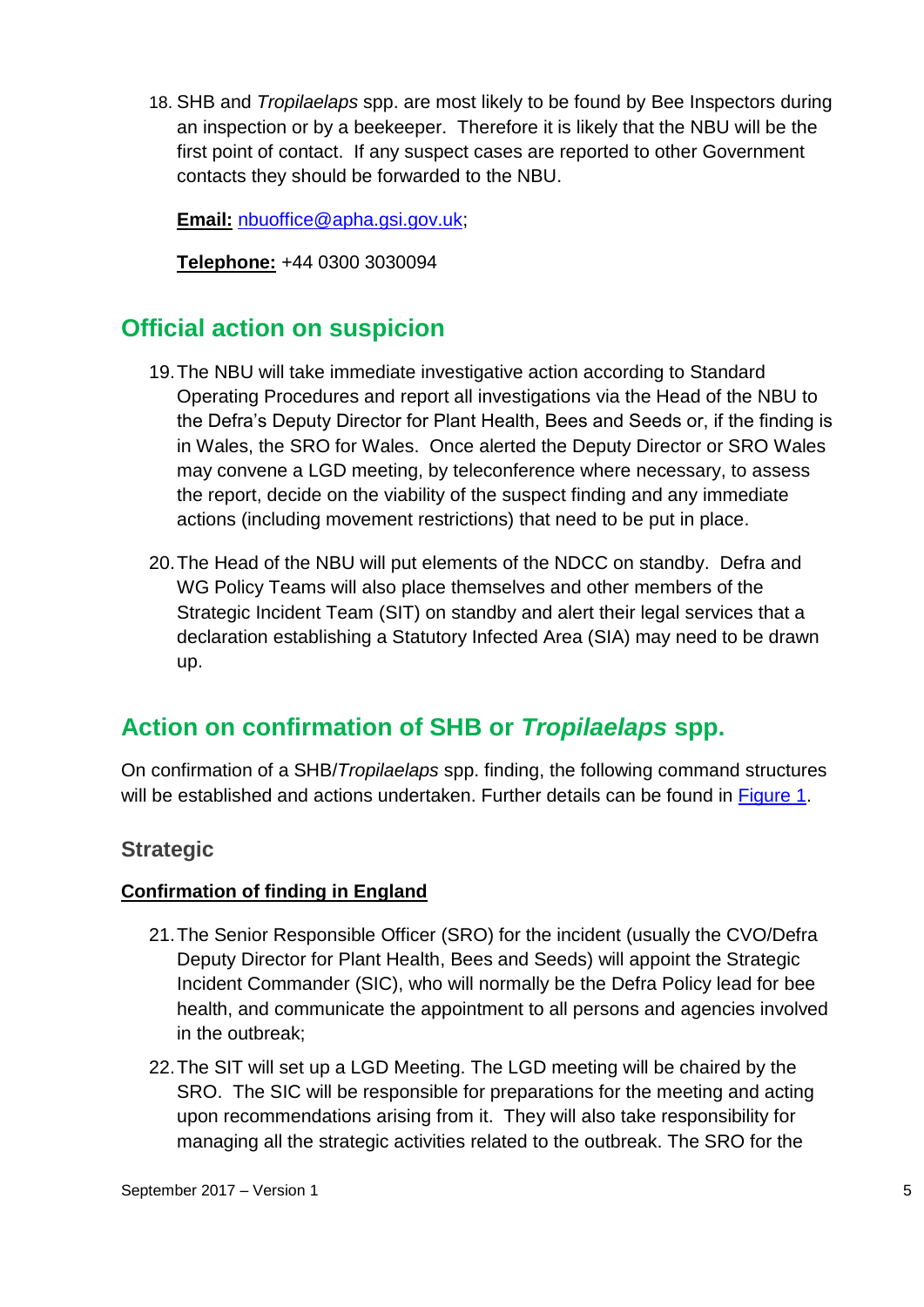18. SHB and *Tropilaelaps* spp. are most likely to be found by Bee Inspectors during an inspection or by a beekeeper. Therefore it is likely that the NBU will be the first point of contact. If any suspect cases are reported to other Government contacts they should be forwarded to the NBU.

    **Email:** nbuoffice@apha.gsi.gov.uk;

    **Telephone:** +44 0300 3030094

## Official action on suspicion

19. The NBU will take immediate investigative action according to Standard Operating Procedures and report all investigations via the Head of the NBU to the Defra's Deputy Director for Plant Health, Bees and Seeds or, if the finding is in Wales, the SRO for Wales. Once alerted the Deputy Director or SRO Wales may convene a LGD meeting, by teleconference where necessary, to assess the report, decide on the viability of the suspect finding and any immediate actions (including movement restrictions) that need to be put in place.

20. The Head of the NBU will put elements of the NDCC on standby. Defra and WG Policy Teams will also place themselves and other members of the Strategic Incident Team (SIT) on standby and alert their legal services that a declaration establishing a Statutory Infected Area (SIA) may need to be drawn up.

## Action on confirmation of SHB or *Tropilaelaps* spp.

On confirmation of a SHB/*Tropilaelaps* spp. finding, the following command structures will be established and actions undertaken. Further details can be found in Figure 1.

### Strategic

**Confirmation of finding in England**

21. The Senior Responsible Officer (SRO) for the incident (usually the CVO/Defra Deputy Director for Plant Health, Bees and Seeds) will appoint the Strategic Incident Commander (SIC), who will normally be the Defra Policy lead for bee health, and communicate the appointment to all persons and agencies involved in the outbreak;

22. The SIT will set up a LGD Meeting. The LGD meeting will be chaired by the SRO. The SIC will be responsible for preparations for the meeting and acting upon recommendations arising from it. They will also take responsibility for managing all the strategic activities related to the outbreak. The SRO for the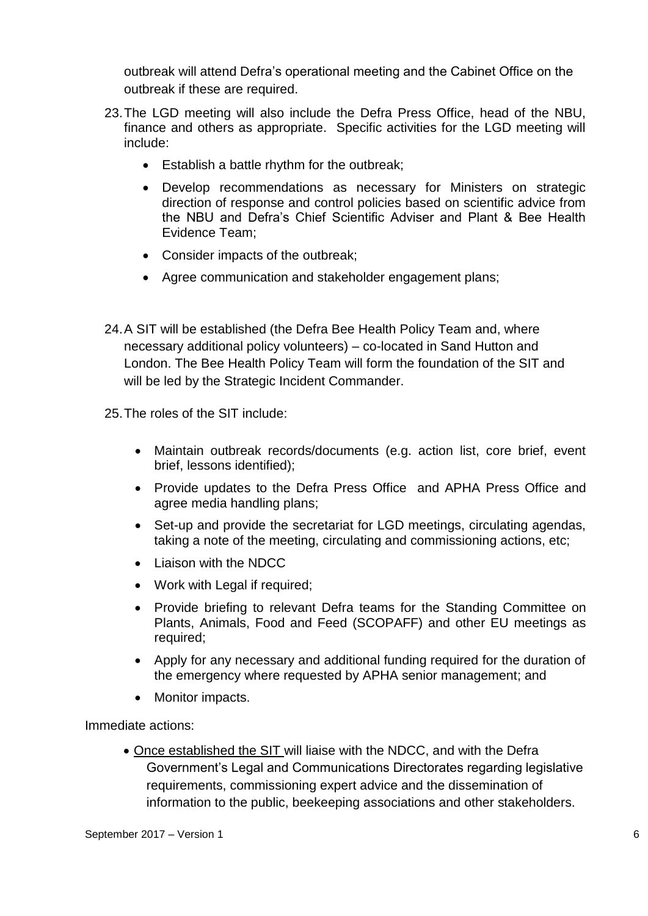outbreak will attend Defra's operational meeting and the Cabinet Office on the outbreak if these are required.

23. The LGD meeting will also include the Defra Press Office, head of the NBU, finance and others as appropriate. Specific activities for the LGD meeting will include:

    - Establish a battle rhythm for the outbreak;
    - Develop recommendations as necessary for Ministers on strategic direction of response and control policies based on scientific advice from the NBU and Defra's Chief Scientific Adviser and Plant & Bee Health Evidence Team;
    - Consider impacts of the outbreak;
    - Agree communication and stakeholder engagement plans;

24. A SIT will be established (the Defra Bee Health Policy Team and, where necessary additional policy volunteers) – co-located in Sand Hutton and London. The Bee Health Policy Team will form the foundation of the SIT and will be led by the Strategic Incident Commander.

25. The roles of the SIT include:

    - Maintain outbreak records/documents (e.g. action list, core brief, event brief, lessons identified);
    - Provide updates to the Defra Press Office and APHA Press Office and agree media handling plans;
    - Set-up and provide the secretariat for LGD meetings, circulating agendas, taking a note of the meeting, circulating and commissioning actions, etc;
    - Liaison with the NDCC
    - Work with Legal if required;
    - Provide briefing to relevant Defra teams for the Standing Committee on Plants, Animals, Food and Feed (SCOPAFF) and other EU meetings as required;
    - Apply for any necessary and additional funding required for the duration of the emergency where requested by APHA senior management; and
    - Monitor impacts.

Immediate actions:

- <u>Once established the SIT</u> will liaise with the NDCC, and with the Defra Government's Legal and Communications Directorates regarding legislative requirements, commissioning expert advice and the dissemination of information to the public, beekeeping associations and other stakeholders.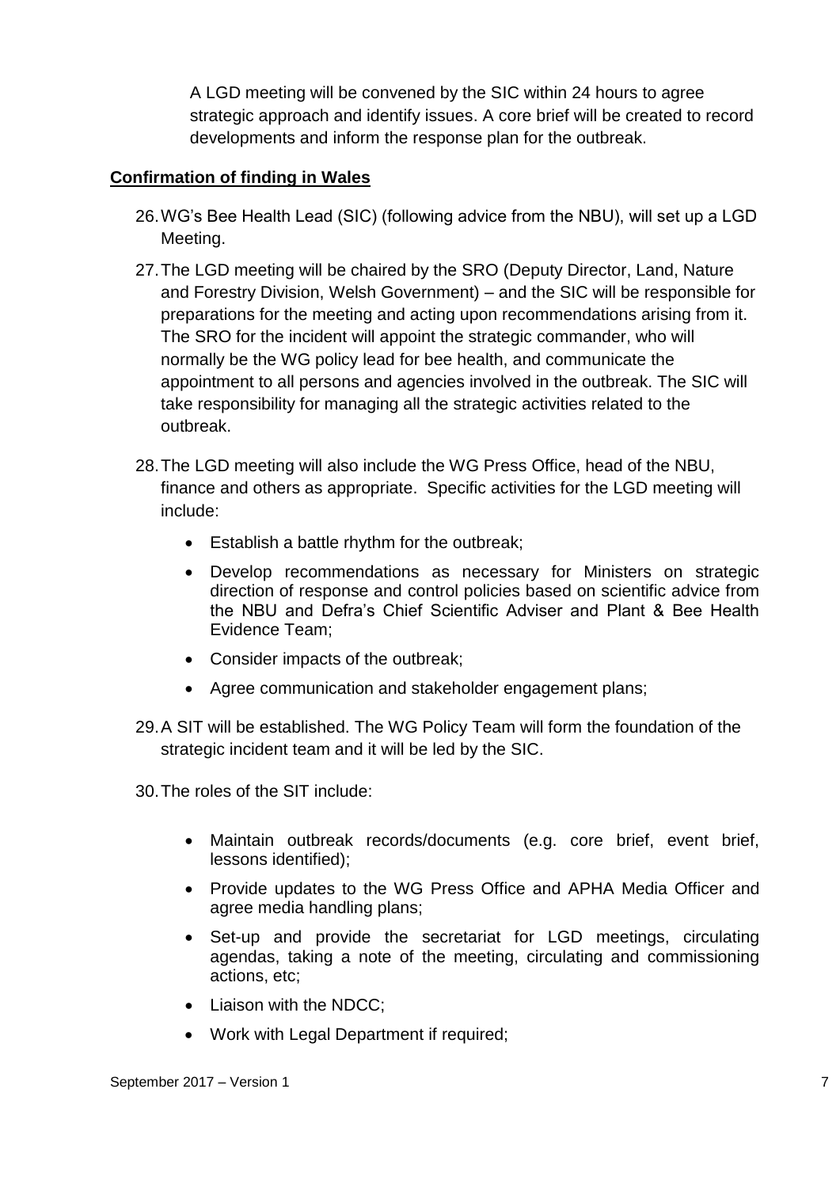A LGD meeting will be convened by the SIC within 24 hours to agree strategic approach and identify issues. A core brief will be created to record developments and inform the response plan for the outbreak.

**Confirmation of finding in Wales**

26. WG's Bee Health Lead (SIC) (following advice from the NBU), will set up a LGD Meeting.

27. The LGD meeting will be chaired by the SRO (Deputy Director, Land, Nature and Forestry Division, Welsh Government) – and the SIC will be responsible for preparations for the meeting and acting upon recommendations arising from it. The SRO for the incident will appoint the strategic commander, who will normally be the WG policy lead for bee health, and communicate the appointment to all persons and agencies involved in the outbreak. The SIC will take responsibility for managing all the strategic activities related to the outbreak.

28. The LGD meeting will also include the WG Press Office, head of the NBU, finance and others as appropriate. Specific activities for the LGD meeting will include:

   - Establish a battle rhythm for the outbreak;
   - Develop recommendations as necessary for Ministers on strategic direction of response and control policies based on scientific advice from the NBU and Defra's Chief Scientific Adviser and Plant & Bee Health Evidence Team;
   - Consider impacts of the outbreak;
   - Agree communication and stakeholder engagement plans;

29. A SIT will be established. The WG Policy Team will form the foundation of the strategic incident team and it will be led by the SIC.

30. The roles of the SIT include:

   - Maintain outbreak records/documents (e.g. core brief, event brief, lessons identified);
   - Provide updates to the WG Press Office and APHA Media Officer and agree media handling plans;
   - Set-up and provide the secretariat for LGD meetings, circulating agendas, taking a note of the meeting, circulating and commissioning actions, etc;
   - Liaison with the NDCC;
   - Work with Legal Department if required;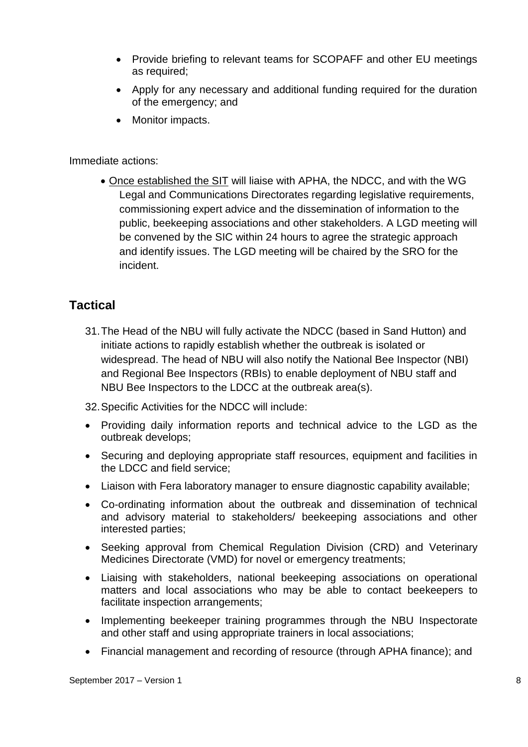- Provide briefing to relevant teams for SCOPAFF and other EU meetings as required;
- Apply for any necessary and additional funding required for the duration of the emergency; and
- Monitor impacts.

Immediate actions:

- Once established the SIT will liaise with APHA, the NDCC, and with the WG Legal and Communications Directorates regarding legislative requirements, commissioning expert advice and the dissemination of information to the public, beekeeping associations and other stakeholders. A LGD meeting will be convened by the SIC within 24 hours to agree the strategic approach and identify issues. The LGD meeting will be chaired by the SRO for the incident.

## Tactical

31. The Head of the NBU will fully activate the NDCC (based in Sand Hutton) and initiate actions to rapidly establish whether the outbreak is isolated or widespread. The head of NBU will also notify the National Bee Inspector (NBI) and Regional Bee Inspectors (RBIs) to enable deployment of NBU staff and NBU Bee Inspectors to the LDCC at the outbreak area(s).

32. Specific Activities for the NDCC will include:

- Providing daily information reports and technical advice to the LGD as the outbreak develops;
- Securing and deploying appropriate staff resources, equipment and facilities in the LDCC and field service;
- Liaison with Fera laboratory manager to ensure diagnostic capability available;
- Co-ordinating information about the outbreak and dissemination of technical and advisory material to stakeholders/ beekeeping associations and other interested parties;
- Seeking approval from Chemical Regulation Division (CRD) and Veterinary Medicines Directorate (VMD) for novel or emergency treatments;
- Liaising with stakeholders, national beekeeping associations on operational matters and local associations who may be able to contact beekeepers to facilitate inspection arrangements;
- Implementing beekeeper training programmes through the NBU Inspectorate and other staff and using appropriate trainers in local associations;
- Financial management and recording of resource (through APHA finance); and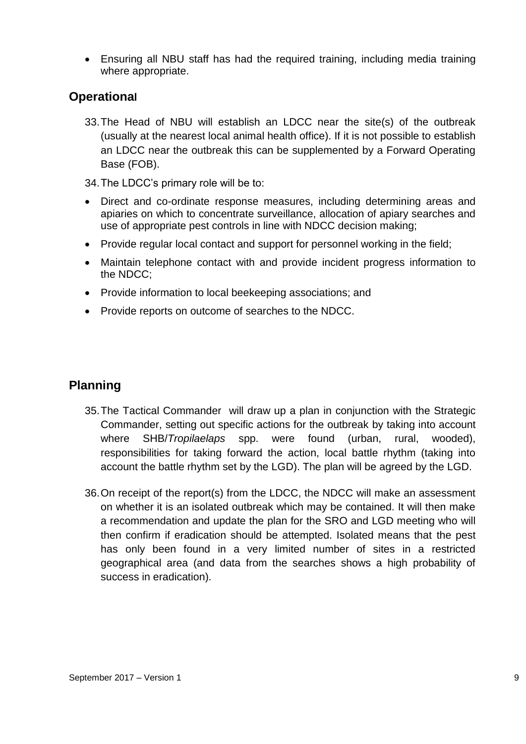- Ensuring all NBU staff has had the required training, including media training where appropriate.

## Operational

33. The Head of NBU will establish an LDCC near the site(s) of the outbreak (usually at the nearest local animal health office). If it is not possible to establish an LDCC near the outbreak this can be supplemented by a Forward Operating Base (FOB).

34. The LDCC's primary role will be to:

- Direct and co-ordinate response measures, including determining areas and apiaries on which to concentrate surveillance, allocation of apiary searches and use of appropriate pest controls in line with NDCC decision making;
- Provide regular local contact and support for personnel working in the field;
- Maintain telephone contact with and provide incident progress information to the NDCC;
- Provide information to local beekeeping associations; and
- Provide reports on outcome of searches to the NDCC.

## Planning

35. The Tactical Commander will draw up a plan in conjunction with the Strategic Commander, setting out specific actions for the outbreak by taking into account where SHB/*Tropilaelaps* spp. were found (urban, rural, wooded), responsibilities for taking forward the action, local battle rhythm (taking into account the battle rhythm set by the LGD). The plan will be agreed by the LGD.

36. On receipt of the report(s) from the LDCC, the NDCC will make an assessment on whether it is an isolated outbreak which may be contained. It will then make a recommendation and update the plan for the SRO and LGD meeting who will then confirm if eradication should be attempted. Isolated means that the pest has only been found in a very limited number of sites in a restricted geographical area (and data from the searches shows a high probability of success in eradication).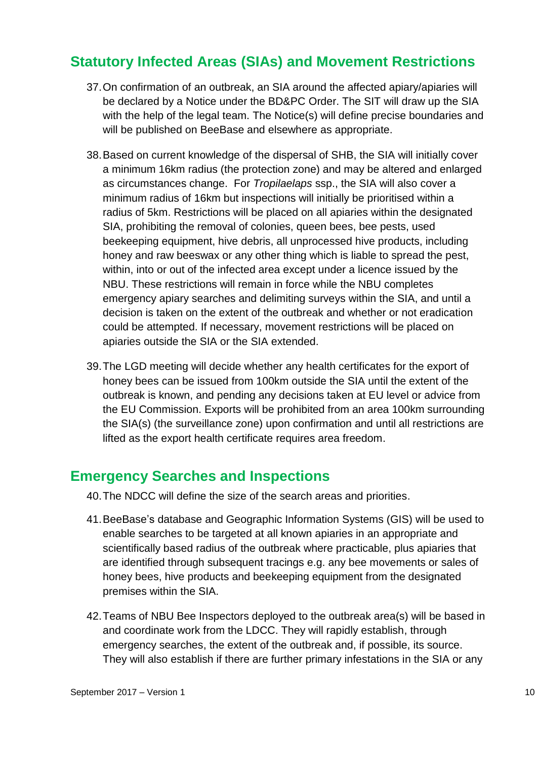## Statutory Infected Areas (SIAs) and Movement Restrictions

37. On confirmation of an outbreak, an SIA around the affected apiary/apiaries will be declared by a Notice under the BD&PC Order. The SIT will draw up the SIA with the help of the legal team. The Notice(s) will define precise boundaries and will be published on BeeBase and elsewhere as appropriate.

38. Based on current knowledge of the dispersal of SHB, the SIA will initially cover a minimum 16km radius (the protection zone) and may be altered and enlarged as circumstances change. For *Tropilaelaps* ssp., the SIA will also cover a minimum radius of 16km but inspections will initially be prioritised within a radius of 5km. Restrictions will be placed on all apiaries within the designated SIA, prohibiting the removal of colonies, queen bees, bee pests, used beekeeping equipment, hive debris, all unprocessed hive products, including honey and raw beeswax or any other thing which is liable to spread the pest, within, into or out of the infected area except under a licence issued by the NBU. These restrictions will remain in force while the NBU completes emergency apiary searches and delimiting surveys within the SIA, and until a decision is taken on the extent of the outbreak and whether or not eradication could be attempted. If necessary, movement restrictions will be placed on apiaries outside the SIA or the SIA extended.

39. The LGD meeting will decide whether any health certificates for the export of honey bees can be issued from 100km outside the SIA until the extent of the outbreak is known, and pending any decisions taken at EU level or advice from the EU Commission. Exports will be prohibited from an area 100km surrounding the SIA(s) (the surveillance zone) upon confirmation and until all restrictions are lifted as the export health certificate requires area freedom.

## Emergency Searches and Inspections

40. The NDCC will define the size of the search areas and priorities.

41. BeeBase's database and Geographic Information Systems (GIS) will be used to enable searches to be targeted at all known apiaries in an appropriate and scientifically based radius of the outbreak where practicable, plus apiaries that are identified through subsequent tracings e.g. any bee movements or sales of honey bees, hive products and beekeeping equipment from the designated premises within the SIA.

42. Teams of NBU Bee Inspectors deployed to the outbreak area(s) will be based in and coordinate work from the LDCC. They will rapidly establish, through emergency searches, the extent of the outbreak and, if possible, its source. They will also establish if there are further primary infestations in the SIA or any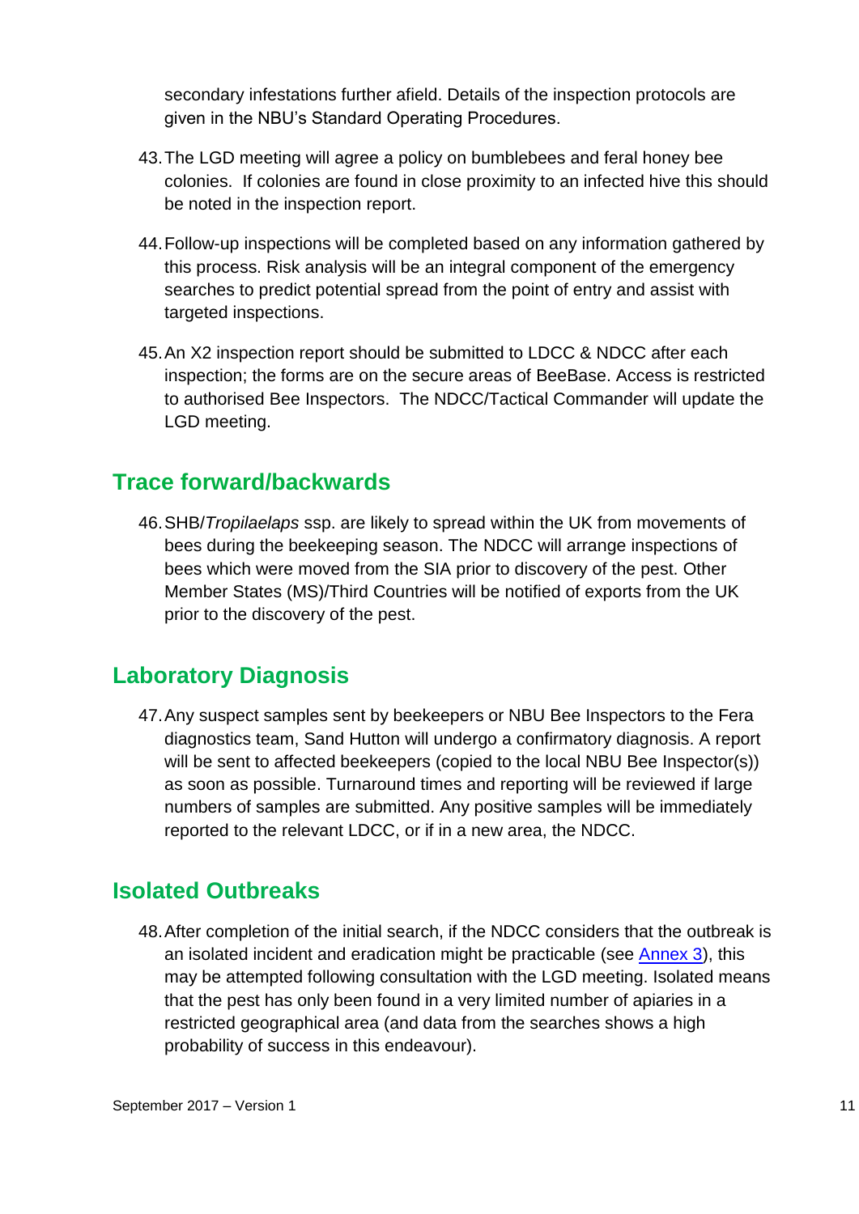secondary infestations further afield. Details of the inspection protocols are given in the NBU's Standard Operating Procedures.

43. The LGD meeting will agree a policy on bumblebees and feral honey bee colonies. If colonies are found in close proximity to an infected hive this should be noted in the inspection report.

44. Follow-up inspections will be completed based on any information gathered by this process. Risk analysis will be an integral component of the emergency searches to predict potential spread from the point of entry and assist with targeted inspections.

45. An X2 inspection report should be submitted to LDCC & NDCC after each inspection; the forms are on the secure areas of BeeBase. Access is restricted to authorised Bee Inspectors. The NDCC/Tactical Commander will update the LGD meeting.

## Trace forward/backwards

46. SHB/*Tropilaelaps* ssp. are likely to spread within the UK from movements of bees during the beekeeping season. The NDCC will arrange inspections of bees which were moved from the SIA prior to discovery of the pest. Other Member States (MS)/Third Countries will be notified of exports from the UK prior to the discovery of the pest.

## Laboratory Diagnosis

47. Any suspect samples sent by beekeepers or NBU Bee Inspectors to the Fera diagnostics team, Sand Hutton will undergo a confirmatory diagnosis. A report will be sent to affected beekeepers (copied to the local NBU Bee Inspector(s)) as soon as possible. Turnaround times and reporting will be reviewed if large numbers of samples are submitted. Any positive samples will be immediately reported to the relevant LDCC, or if in a new area, the NDCC.

## Isolated Outbreaks

48. After completion of the initial search, if the NDCC considers that the outbreak is an isolated incident and eradication might be practicable (see Annex 3), this may be attempted following consultation with the LGD meeting. Isolated means that the pest has only been found in a very limited number of apiaries in a restricted geographical area (and data from the searches shows a high probability of success in this endeavour).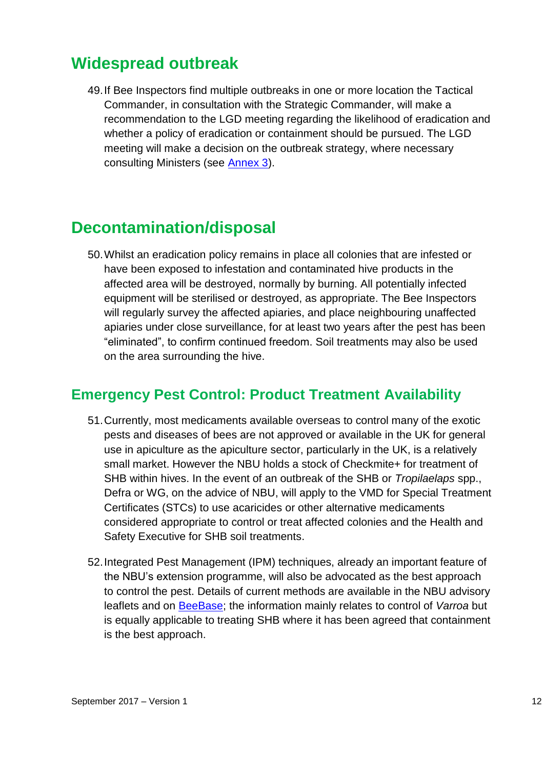## Widespread outbreak

49. If Bee Inspectors find multiple outbreaks in one or more location the Tactical Commander, in consultation with the Strategic Commander, will make a recommendation to the LGD meeting regarding the likelihood of eradication and whether a policy of eradication or containment should be pursued. The LGD meeting will make a decision on the outbreak strategy, where necessary consulting Ministers (see [Annex 3]).

## Decontamination/disposal

50. Whilst an eradication policy remains in place all colonies that are infested or have been exposed to infestation and contaminated hive products in the affected area will be destroyed, normally by burning. All potentially infected equipment will be sterilised or destroyed, as appropriate. The Bee Inspectors will regularly survey the affected apiaries, and place neighbouring unaffected apiaries under close surveillance, for at least two years after the pest has been "eliminated", to confirm continued freedom. Soil treatments may also be used on the area surrounding the hive.

## Emergency Pest Control: Product Treatment Availability

51. Currently, most medicaments available overseas to control many of the exotic pests and diseases of bees are not approved or available in the UK for general use in apiculture as the apiculture sector, particularly in the UK, is a relatively small market. However the NBU holds a stock of Checkmite+ for treatment of SHB within hives. In the event of an outbreak of the SHB or *Tropilaelaps* spp., Defra or WG, on the advice of NBU, will apply to the VMD for Special Treatment Certificates (STCs) to use acaricides or other alternative medicaments considered appropriate to control or treat affected colonies and the Health and Safety Executive for SHB soil treatments.

52. Integrated Pest Management (IPM) techniques, already an important feature of the NBU's extension programme, will also be advocated as the best approach to control the pest. Details of current methods are available in the NBU advisory leaflets and on [BeeBase]; the information mainly relates to control of *Varroa* but is equally applicable to treating SHB where it has been agreed that containment is the best approach.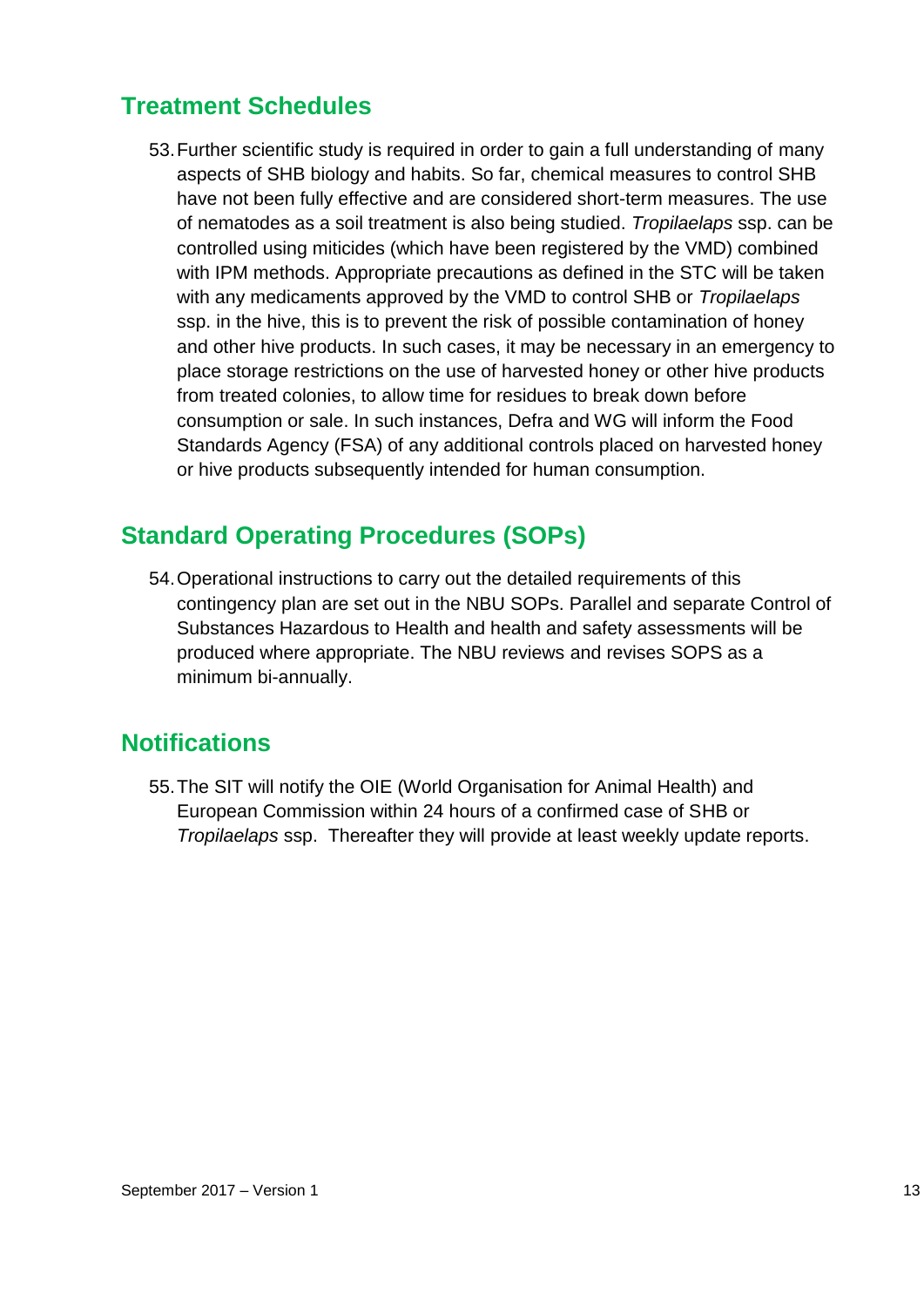## Treatment Schedules

53. Further scientific study is required in order to gain a full understanding of many aspects of SHB biology and habits. So far, chemical measures to control SHB have not been fully effective and are considered short-term measures. The use of nematodes as a soil treatment is also being studied. *Tropilaelaps* ssp. can be controlled using miticides (which have been registered by the VMD) combined with IPM methods. Appropriate precautions as defined in the STC will be taken with any medicaments approved by the VMD to control SHB or *Tropilaelaps* ssp. in the hive, this is to prevent the risk of possible contamination of honey and other hive products. In such cases, it may be necessary in an emergency to place storage restrictions on the use of harvested honey or other hive products from treated colonies, to allow time for residues to break down before consumption or sale. In such instances, Defra and WG will inform the Food Standards Agency (FSA) of any additional controls placed on harvested honey or hive products subsequently intended for human consumption.

## Standard Operating Procedures (SOPs)

54. Operational instructions to carry out the detailed requirements of this contingency plan are set out in the NBU SOPs. Parallel and separate Control of Substances Hazardous to Health and health and safety assessments will be produced where appropriate. The NBU reviews and revises SOPS as a minimum bi-annually.

## Notifications

55. The SIT will notify the OIE (World Organisation for Animal Health) and European Commission within 24 hours of a confirmed case of SHB or *Tropilaelaps* ssp. Thereafter they will provide at least weekly update reports.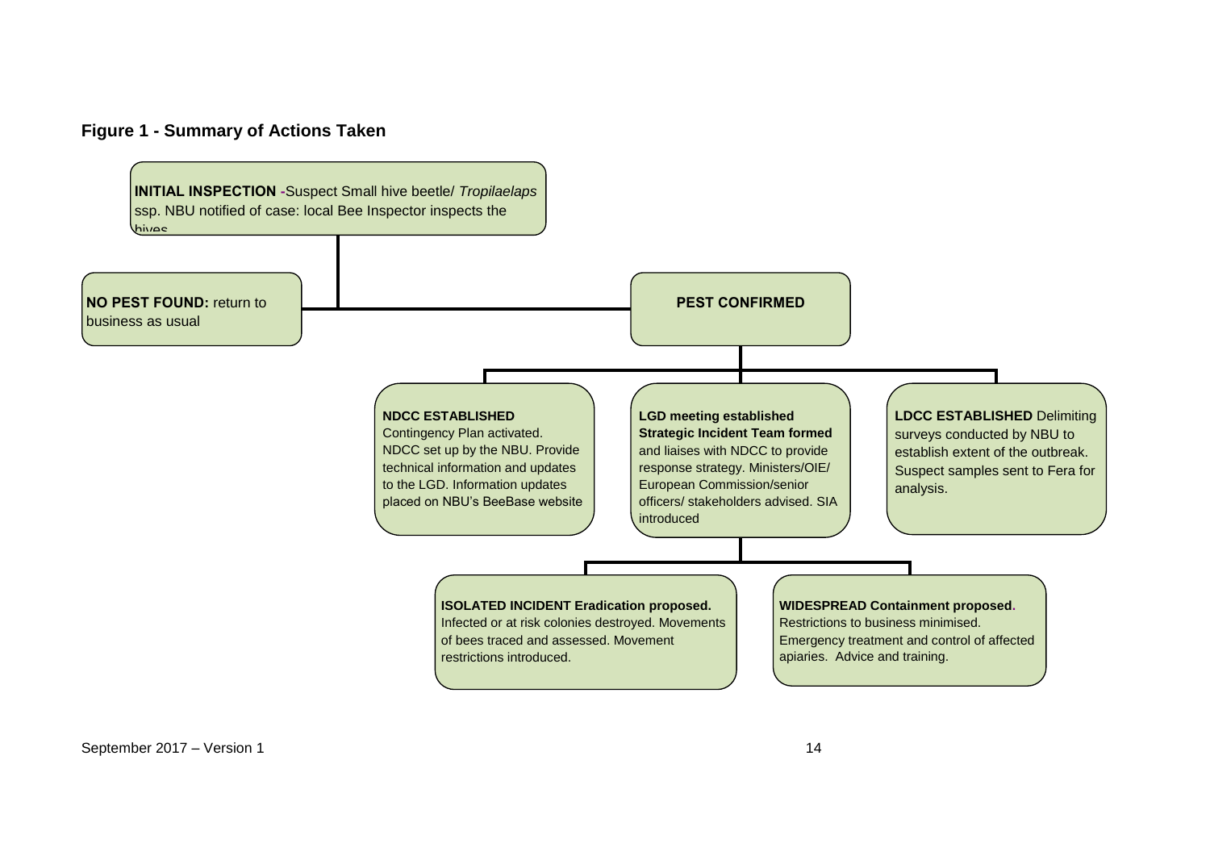**Figure 1 - Summary of Actions Taken**

**INITIAL INSPECTION -** Suspect Small hive beetle/ *Tropilaelaps* ssp. NBU notified of case: local Bee Inspector inspects the hives

- **NO PEST FOUND:** return to business as usual
- **PEST CONFIRMED**
  - **NDCC ESTABLISHED** Contingency Plan activated. NDCC set up by the NBU. Provide technical information and updates to the LGD. Information updates placed on NBU's BeeBase website
  - **LGD meeting established Strategic Incident Team formed** and liaises with NDCC to provide response strategy. Ministers/OIE/ European Commission/senior officers/ stakeholders advised. SIA introduced
    - **ISOLATED INCIDENT Eradication proposed.** Infected or at risk colonies destroyed. Movements of bees traced and assessed. Movement restrictions introduced.
    - **WIDESPREAD Containment proposed**. Restrictions to business minimised. Emergency treatment and control of affected apiaries. Advice and training.
  - **LDCC ESTABLISHED** Delimiting surveys conducted by NBU to establish extent of the outbreak. Suspect samples sent to Fera for analysis.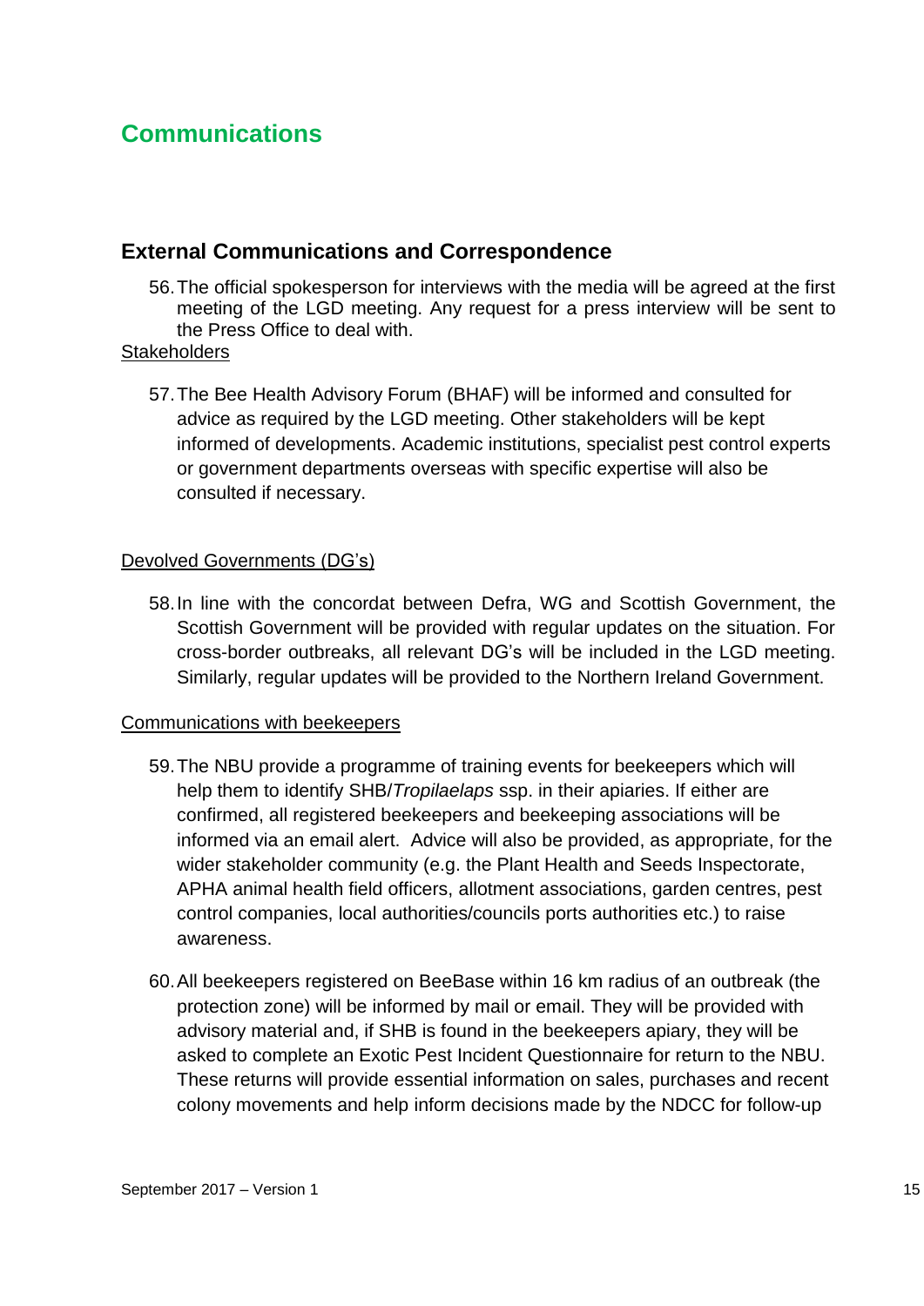# Communications

## External Communications and Correspondence

56. The official spokesperson for interviews with the media will be agreed at the first meeting of the LGD meeting. Any request for a press interview will be sent to the Press Office to deal with.

Stakeholders

57. The Bee Health Advisory Forum (BHAF) will be informed and consulted for advice as required by the LGD meeting. Other stakeholders will be kept informed of developments. Academic institutions, specialist pest control experts or government departments overseas with specific expertise will also be consulted if necessary.

Devolved Governments (DG's)

58. In line with the concordat between Defra, WG and Scottish Government, the Scottish Government will be provided with regular updates on the situation. For cross-border outbreaks, all relevant DG's will be included in the LGD meeting. Similarly, regular updates will be provided to the Northern Ireland Government.

Communications with beekeepers

59. The NBU provide a programme of training events for beekeepers which will help them to identify SHB/*Tropilaelaps* ssp. in their apiaries. If either are confirmed, all registered beekeepers and beekeeping associations will be informed via an email alert. Advice will also be provided, as appropriate, for the wider stakeholder community (e.g. the Plant Health and Seeds Inspectorate, APHA animal health field officers, allotment associations, garden centres, pest control companies, local authorities/councils ports authorities etc.) to raise awareness.

60. All beekeepers registered on BeeBase within 16 km radius of an outbreak (the protection zone) will be informed by mail or email. They will be provided with advisory material and, if SHB is found in the beekeepers apiary, they will be asked to complete an Exotic Pest Incident Questionnaire for return to the NBU. These returns will provide essential information on sales, purchases and recent colony movements and help inform decisions made by the NDCC for follow-up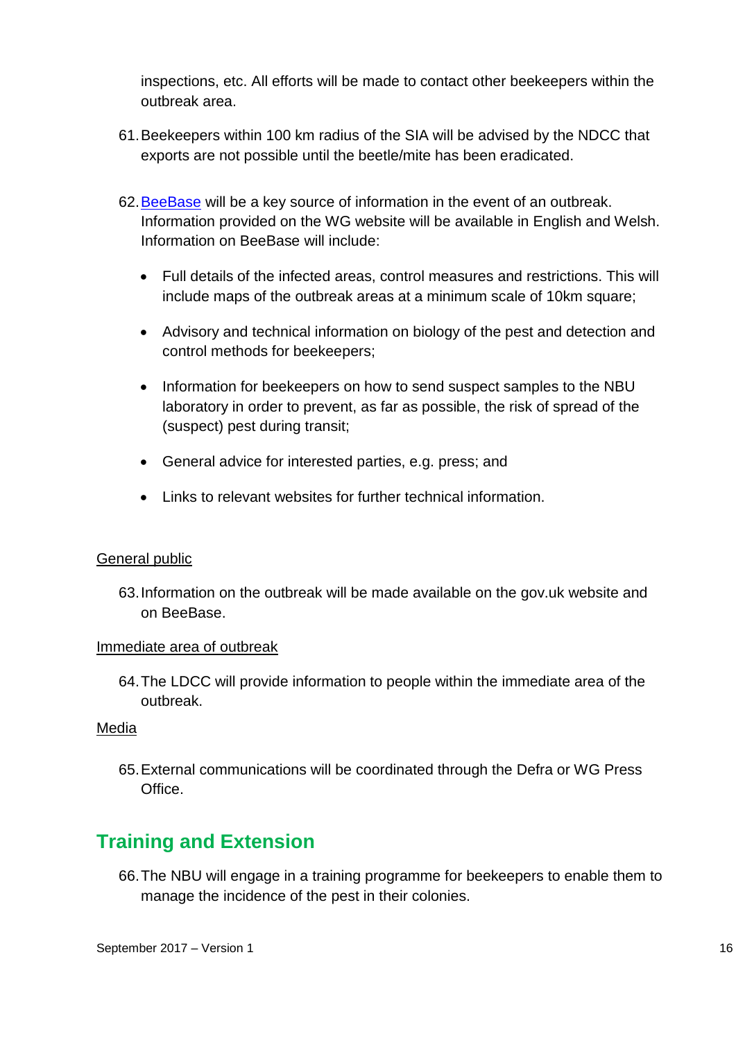inspections, etc. All efforts will be made to contact other beekeepers within the outbreak area.

61. Beekeepers within 100 km radius of the SIA will be advised by the NDCC that exports are not possible until the beetle/mite has been eradicated.

62. BeeBase will be a key source of information in the event of an outbreak. Information provided on the WG website will be available in English and Welsh. Information on BeeBase will include:

- Full details of the infected areas, control measures and restrictions. This will include maps of the outbreak areas at a minimum scale of 10km square;
- Advisory and technical information on biology of the pest and detection and control methods for beekeepers;
- Information for beekeepers on how to send suspect samples to the NBU laboratory in order to prevent, as far as possible, the risk of spread of the (suspect) pest during transit;
- General advice for interested parties, e.g. press; and
- Links to relevant websites for further technical information.

General public

63. Information on the outbreak will be made available on the gov.uk website and on BeeBase.

Immediate area of outbreak

64. The LDCC will provide information to people within the immediate area of the outbreak.

Media

65. External communications will be coordinated through the Defra or WG Press Office.

## Training and Extension

66. The NBU will engage in a training programme for beekeepers to enable them to manage the incidence of the pest in their colonies.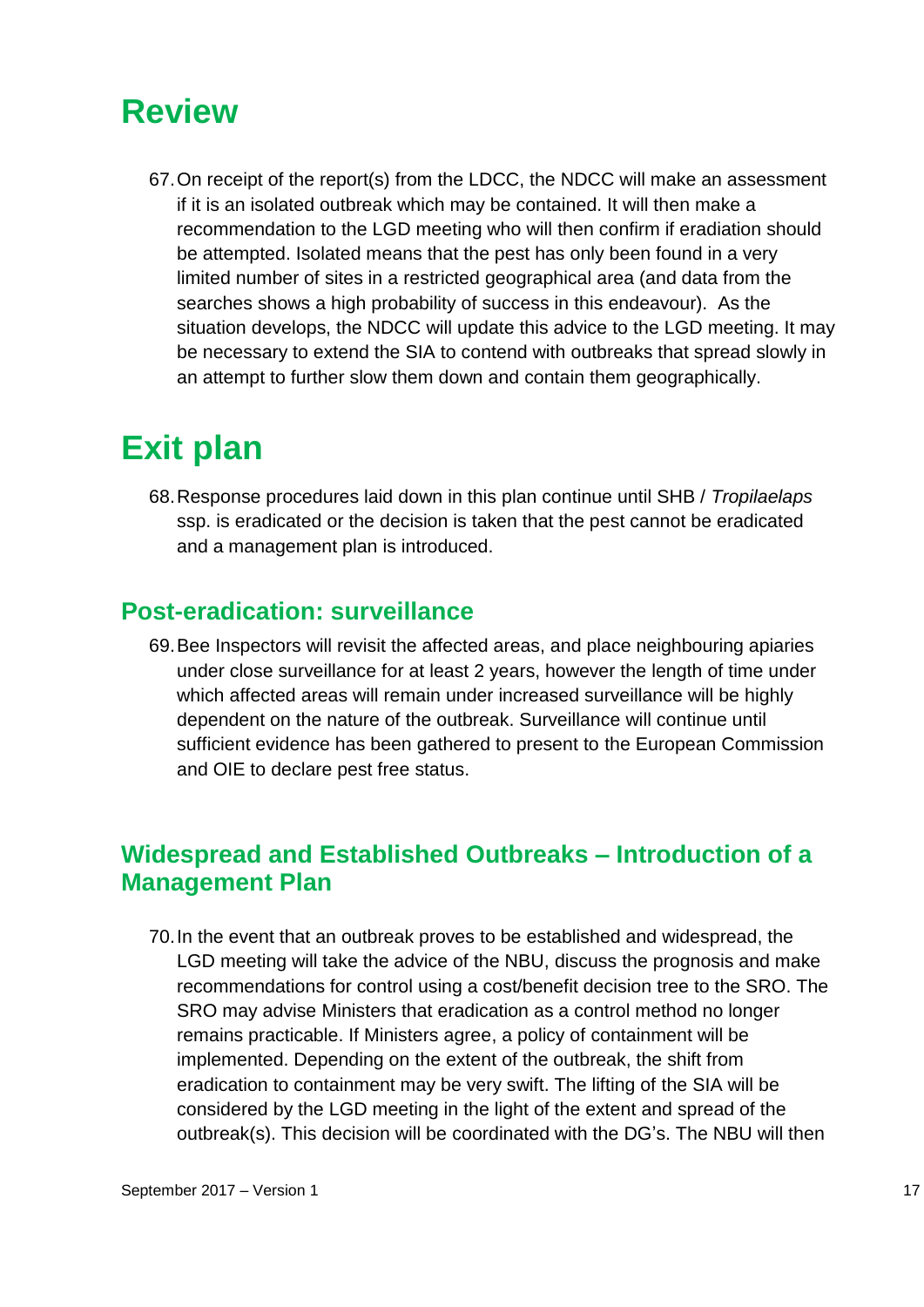# Review

67. On receipt of the report(s) from the LDCC, the NDCC will make an assessment if it is an isolated outbreak which may be contained. It will then make a recommendation to the LGD meeting who will then confirm if eradiation should be attempted. Isolated means that the pest has only been found in a very limited number of sites in a restricted geographical area (and data from the searches shows a high probability of success in this endeavour). As the situation develops, the NDCC will update this advice to the LGD meeting. It may be necessary to extend the SIA to contend with outbreaks that spread slowly in an attempt to further slow them down and contain them geographically.

# Exit plan

68. Response procedures laid down in this plan continue until SHB / *Tropilaelaps* ssp. is eradicated or the decision is taken that the pest cannot be eradicated and a management plan is introduced.

## Post-eradication: surveillance

69. Bee Inspectors will revisit the affected areas, and place neighbouring apiaries under close surveillance for at least 2 years, however the length of time under which affected areas will remain under increased surveillance will be highly dependent on the nature of the outbreak. Surveillance will continue until sufficient evidence has been gathered to present to the European Commission and OIE to declare pest free status.

## Widespread and Established Outbreaks – Introduction of a Management Plan

70. In the event that an outbreak proves to be established and widespread, the LGD meeting will take the advice of the NBU, discuss the prognosis and make recommendations for control using a cost/benefit decision tree to the SRO. The SRO may advise Ministers that eradication as a control method no longer remains practicable. If Ministers agree, a policy of containment will be implemented. Depending on the extent of the outbreak, the shift from eradication to containment may be very swift. The lifting of the SIA will be considered by the LGD meeting in the light of the extent and spread of the outbreak(s). This decision will be coordinated with the DG's. The NBU will then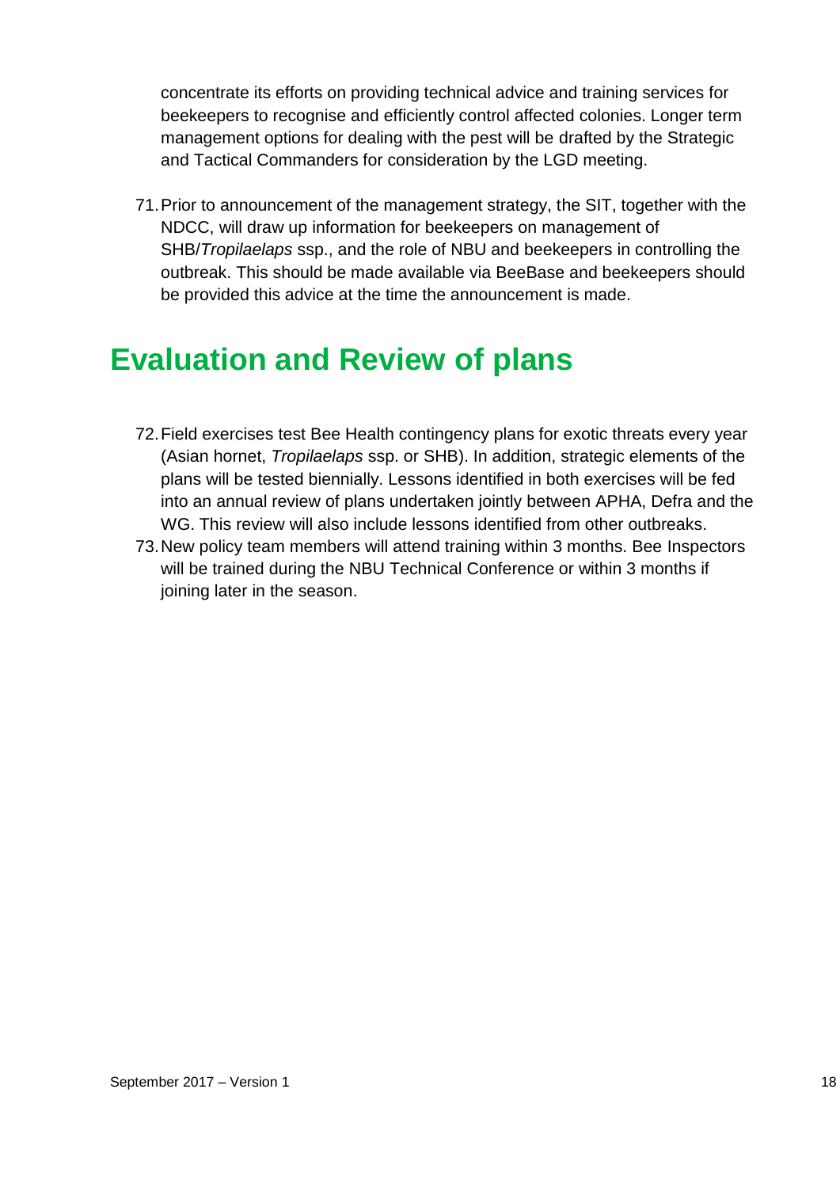concentrate its efforts on providing technical advice and training services for beekeepers to recognise and efficiently control affected colonies. Longer term management options for dealing with the pest will be drafted by the Strategic and Tactical Commanders for consideration by the LGD meeting.

71. Prior to announcement of the management strategy, the SIT, together with the NDCC, will draw up information for beekeepers on management of SHB/*Tropilaelaps* ssp., and the role of NBU and beekeepers in controlling the outbreak. This should be made available via BeeBase and beekeepers should be provided this advice at the time the announcement is made.

# Evaluation and Review of plans

72. Field exercises test Bee Health contingency plans for exotic threats every year (Asian hornet, *Tropilaelaps* ssp. or SHB). In addition, strategic elements of the plans will be tested biennially. Lessons identified in both exercises will be fed into an annual review of plans undertaken jointly between APHA, Defra and the WG. This review will also include lessons identified from other outbreaks.
73. New policy team members will attend training within 3 months. Bee Inspectors will be trained during the NBU Technical Conference or within 3 months if joining later in the season.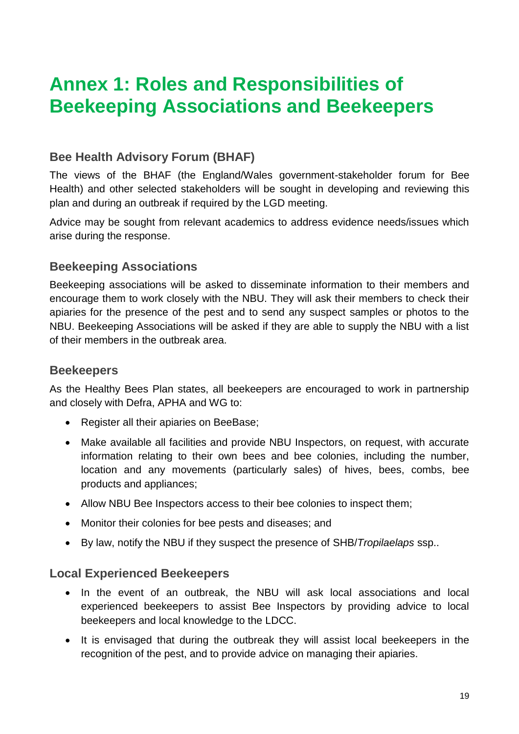# Annex 1: Roles and Responsibilities of Beekeeping Associations and Beekeepers

## Bee Health Advisory Forum (BHAF)

The views of the BHAF (the England/Wales government-stakeholder forum for Bee Health) and other selected stakeholders will be sought in developing and reviewing this plan and during an outbreak if required by the LGD meeting.

Advice may be sought from relevant academics to address evidence needs/issues which arise during the response.

## Beekeeping Associations

Beekeeping associations will be asked to disseminate information to their members and encourage them to work closely with the NBU. They will ask their members to check their apiaries for the presence of the pest and to send any suspect samples or photos to the NBU. Beekeeping Associations will be asked if they are able to supply the NBU with a list of their members in the outbreak area.

## Beekeepers

As the Healthy Bees Plan states, all beekeepers are encouraged to work in partnership and closely with Defra, APHA and WG to:

- Register all their apiaries on BeeBase;
- Make available all facilities and provide NBU Inspectors, on request, with accurate information relating to their own bees and bee colonies, including the number, location and any movements (particularly sales) of hives, bees, combs, bee products and appliances;
- Allow NBU Bee Inspectors access to their bee colonies to inspect them;
- Monitor their colonies for bee pests and diseases; and
- By law, notify the NBU if they suspect the presence of SHB/*Tropilaelaps* ssp..

## Local Experienced Beekeepers

- In the event of an outbreak, the NBU will ask local associations and local experienced beekeepers to assist Bee Inspectors by providing advice to local beekeepers and local knowledge to the LDCC.
- It is envisaged that during the outbreak they will assist local beekeepers in the recognition of the pest, and to provide advice on managing their apiaries.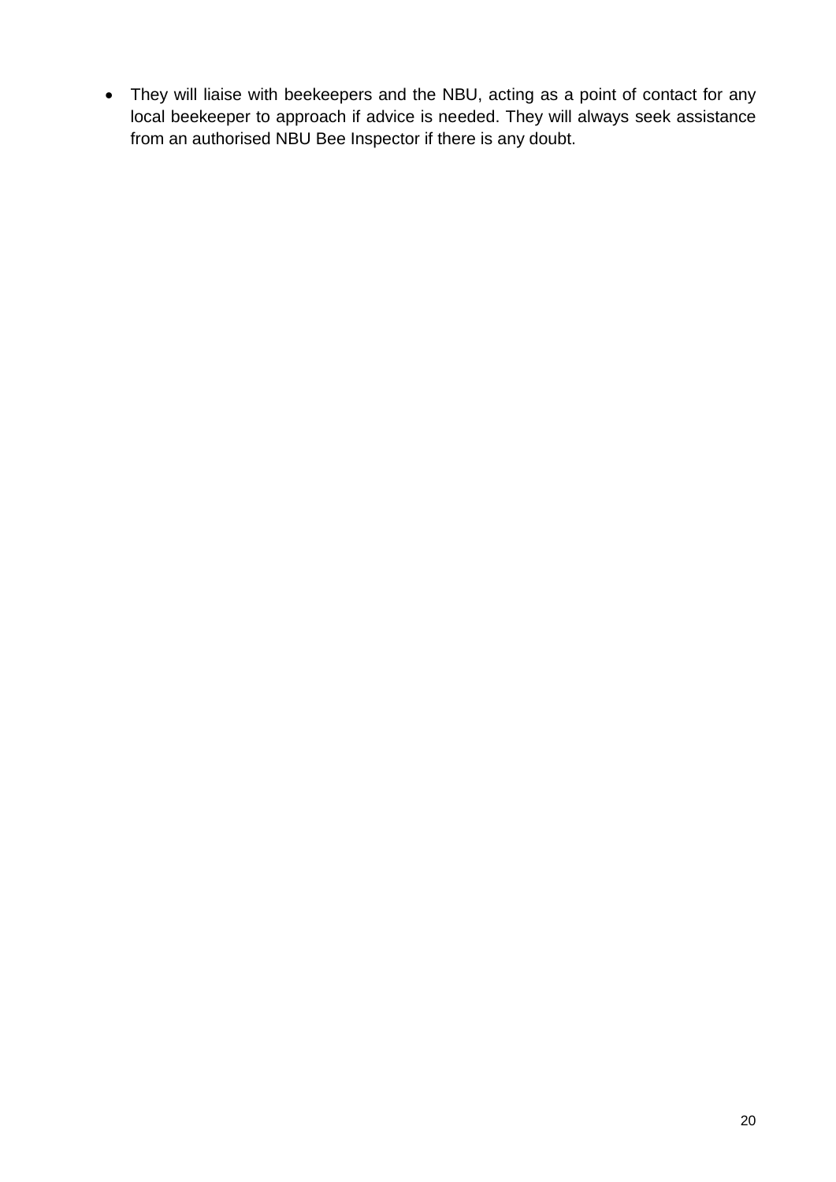- They will liaise with beekeepers and the NBU, acting as a point of contact for any local beekeeper to approach if advice is needed. They will always seek assistance from an authorised NBU Bee Inspector if there is any doubt.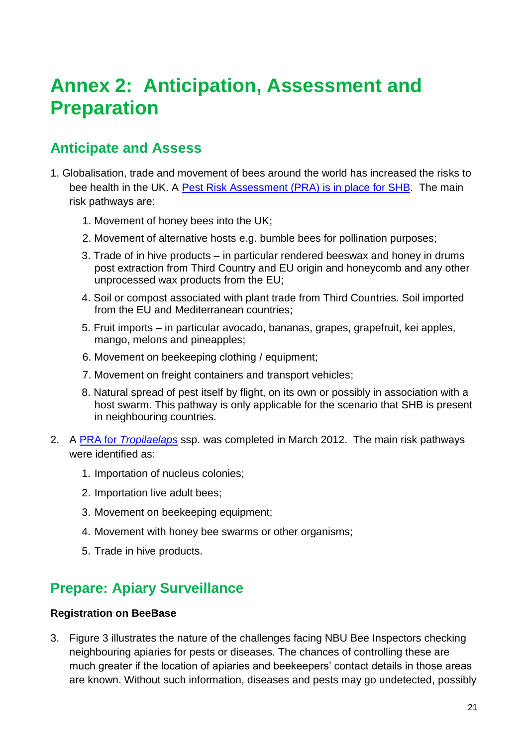# Annex 2: Anticipation, Assessment and Preparation

## Anticipate and Assess

1. Globalisation, trade and movement of bees around the world has increased the risks to bee health in the UK. A [Pest Risk Assessment (PRA) is in place for SHB](). The main risk pathways are:

    1. Movement of honey bees into the UK;
    2. Movement of alternative hosts e.g. bumble bees for pollination purposes;
    3. Trade of in hive products – in particular rendered beeswax and honey in drums post extraction from Third Country and EU origin and honeycomb and any other unprocessed wax products from the EU;
    4. Soil or compost associated with plant trade from Third Countries. Soil imported from the EU and Mediterranean countries;
    5. Fruit imports – in particular avocado, bananas, grapes, grapefruit, kei apples, mango, melons and pineapples;
    6. Movement on beekeeping clothing / equipment;
    7. Movement on freight containers and transport vehicles;
    8. Natural spread of pest itself by flight, on its own or possibly in association with a host swarm. This pathway is only applicable for the scenario that SHB is present in neighbouring countries.

2. A [PRA for *Tropilaelaps*]() ssp. was completed in March 2012. The main risk pathways were identified as:

    1. Importation of nucleus colonies;
    2. Importation live adult bees;
    3. Movement on beekeeping equipment;
    4. Movement with honey bee swarms or other organisms;
    5. Trade in hive products.

## Prepare: Apiary Surveillance

**Registration on BeeBase**

3. Figure 3 illustrates the nature of the challenges facing NBU Bee Inspectors checking neighbouring apiaries for pests or diseases. The chances of controlling these are much greater if the location of apiaries and beekeepers' contact details in those areas are known. Without such information, diseases and pests may go undetected, possibly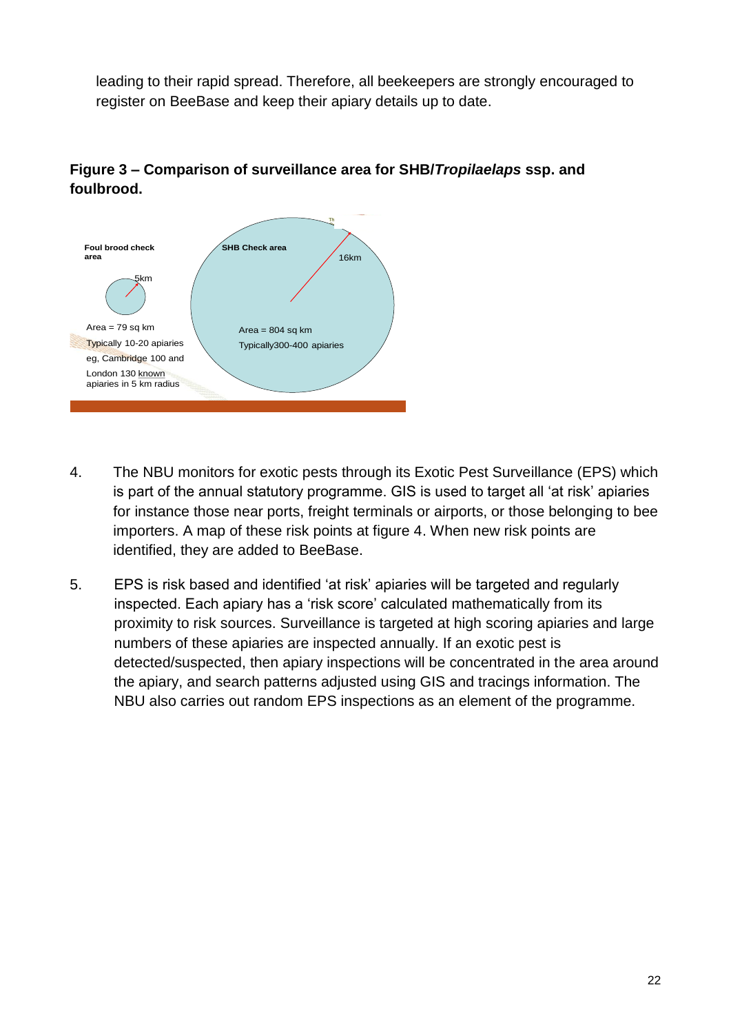leading to their rapid spread. Therefore, all beekeepers are strongly encouraged to register on BeeBase and keep their apiary details up to date.

**Figure 3 – Comparison of surveillance area for SHB/*Tropilaelaps* ssp. and foulbrood.**

**Foul brood check area**

5km

Area = 79 sq km

Typically 10-20 apiaries

eg, Cambridge 100 and London 130 known apiaries in 5 km radius

**SHB Check area**

16km

Area = 804 sq km

Typically300-400 apiaries

4. The NBU monitors for exotic pests through its Exotic Pest Surveillance (EPS) which is part of the annual statutory programme. GIS is used to target all 'at risk' apiaries for instance those near ports, freight terminals or airports, or those belonging to bee importers. A map of these risk points at figure 4. When new risk points are identified, they are added to BeeBase.

5. EPS is risk based and identified 'at risk' apiaries will be targeted and regularly inspected. Each apiary has a 'risk score' calculated mathematically from its proximity to risk sources. Surveillance is targeted at high scoring apiaries and large numbers of these apiaries are inspected annually. If an exotic pest is detected/suspected, then apiary inspections will be concentrated in the area around the apiary, and search patterns adjusted using GIS and tracings information. The NBU also carries out random EPS inspections as an element of the programme.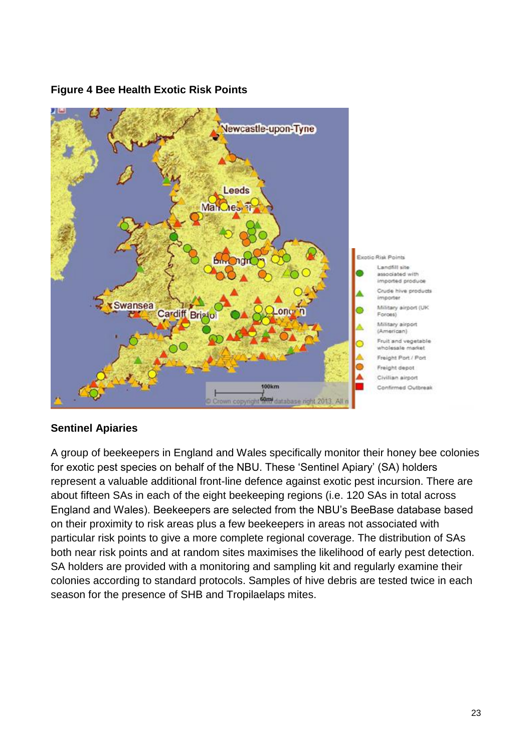**Figure 4 Bee Health Exotic Risk Points**

## Sentinel Apiaries

A group of beekeepers in England and Wales specifically monitor their honey bee colonies for exotic pest species on behalf of the NBU. These 'Sentinel Apiary' (SA) holders represent a valuable additional front-line defence against exotic pest incursion. There are about fifteen SAs in each of the eight beekeeping regions (i.e. 120 SAs in total across England and Wales). Beekeepers are selected from the NBU's BeeBase database based on their proximity to risk areas plus a few beekeepers in areas not associated with particular risk points to give a more complete regional coverage. The distribution of SAs both near risk points and at random sites maximises the likelihood of early pest detection. SA holders are provided with a monitoring and sampling kit and regularly examine their colonies according to standard protocols. Samples of hive debris are tested twice in each season for the presence of SHB and Tropilaelaps mites.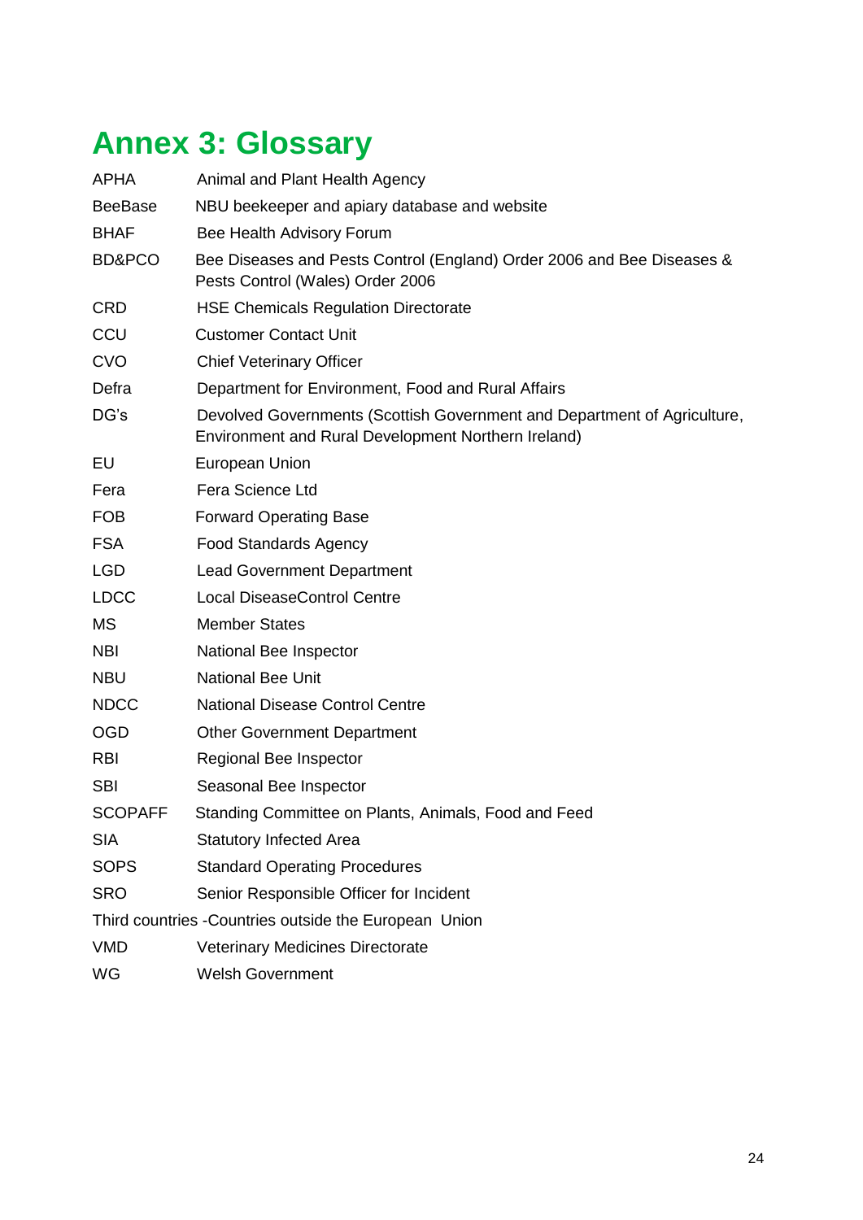# Annex 3: Glossary

| | |
|---|---|
| APHA | Animal and Plant Health Agency |
| BeeBase | NBU beekeeper and apiary database and website |
| BHAF | Bee Health Advisory Forum |
| BD&PCO | Bee Diseases and Pests Control (England) Order 2006 and Bee Diseases & Pests Control (Wales) Order 2006 |
| CRD | HSE Chemicals Regulation Directorate |
| CCU | Customer Contact Unit |
| CVO | Chief Veterinary Officer |
| Defra | Department for Environment, Food and Rural Affairs |
| DG's | Devolved Governments (Scottish Government and Department of Agriculture, Environment and Rural Development Northern Ireland) |
| EU | European Union |
| Fera | Fera Science Ltd |
| FOB | Forward Operating Base |
| FSA | Food Standards Agency |
| LGD | Lead Government Department |
| LDCC | Local DiseaseControl Centre |
| MS | Member States |
| NBI | National Bee Inspector |
| NBU | National Bee Unit |
| NDCC | National Disease Control Centre |
| OGD | Other Government Department |
| RBI | Regional Bee Inspector |
| SBI | Seasonal Bee Inspector |
| SCOPAFF | Standing Committee on Plants, Animals, Food and Feed |
| SIA | Statutory Infected Area |
| SOPS | Standard Operating Procedures |
| SRO | Senior Responsible Officer for Incident |

Third countries -Countries outside the European Union

| | |
|---|---|
| VMD | Veterinary Medicines Directorate |
| WG | Welsh Government |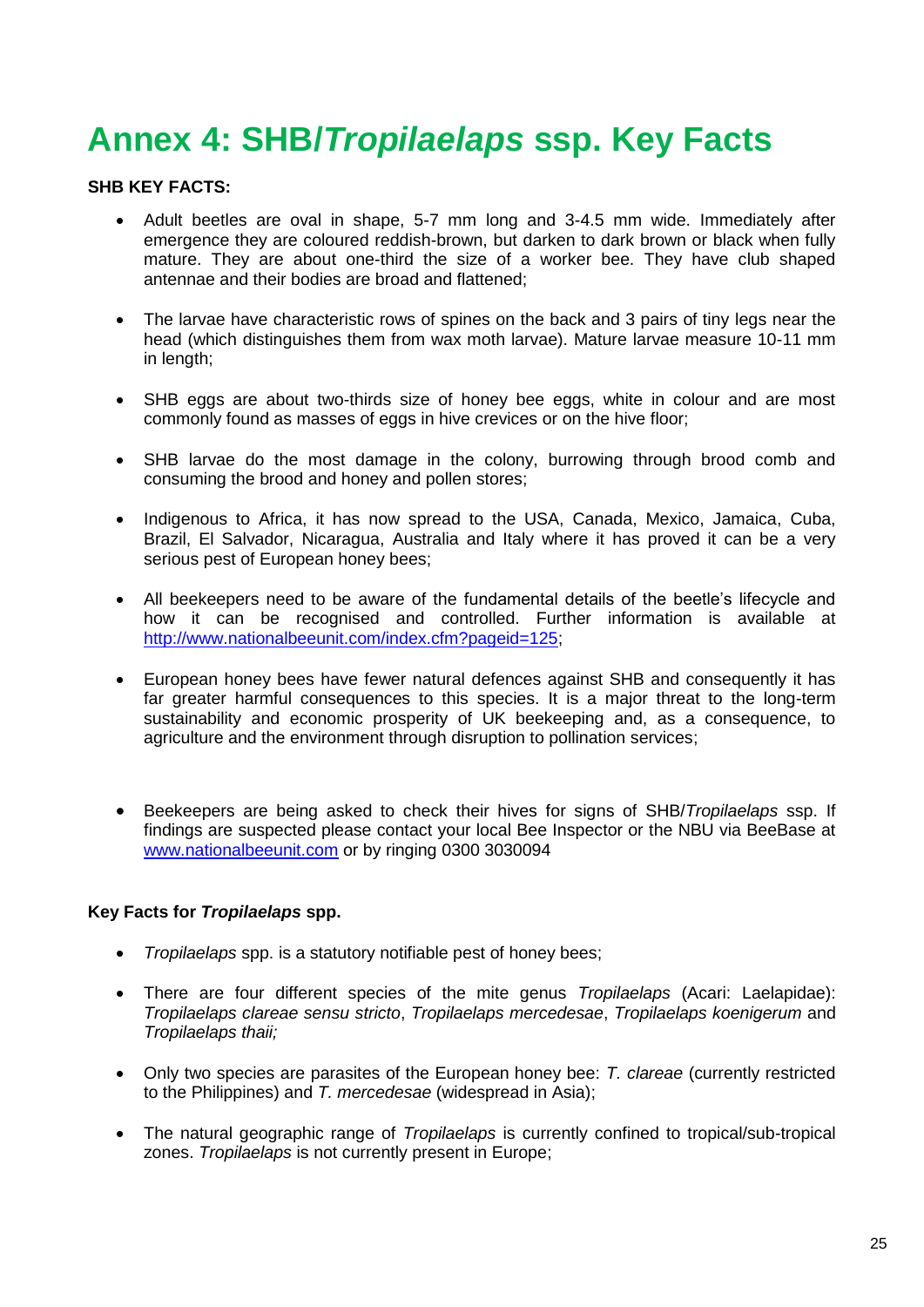# Annex 4: SHB/*Tropilaelaps* ssp. Key Facts

**SHB KEY FACTS:**

- Adult beetles are oval in shape, 5-7 mm long and 3-4.5 mm wide. Immediately after emergence they are coloured reddish-brown, but darken to dark brown or black when fully mature. They are about one-third the size of a worker bee. They have club shaped antennae and their bodies are broad and flattened;

- The larvae have characteristic rows of spines on the back and 3 pairs of tiny legs near the head (which distinguishes them from wax moth larvae). Mature larvae measure 10-11 mm in length;

- SHB eggs are about two-thirds size of honey bee eggs, white in colour and are most commonly found as masses of eggs in hive crevices or on the hive floor;

- SHB larvae do the most damage in the colony, burrowing through brood comb and consuming the brood and honey and pollen stores;

- Indigenous to Africa, it has now spread to the USA, Canada, Mexico, Jamaica, Cuba, Brazil, El Salvador, Nicaragua, Australia and Italy where it has proved it can be a very serious pest of European honey bees;

- All beekeepers need to be aware of the fundamental details of the beetle's lifecycle and how it can be recognised and controlled. Further information is available at http://www.nationalbeeunit.com/index.cfm?pageid=125;

- European honey bees have fewer natural defences against SHB and consequently it has far greater harmful consequences to this species. It is a major threat to the long-term sustainability and economic prosperity of UK beekeeping and, as a consequence, to agriculture and the environment through disruption to pollination services;

- Beekeepers are being asked to check their hives for signs of SHB/*Tropilaelaps* ssp. If findings are suspected please contact your local Bee Inspector or the NBU via BeeBase at www.nationalbeeunit.com or by ringing 0300 3030094

**Key Facts for *Tropilaelaps* spp.**

- *Tropilaelaps* spp. is a statutory notifiable pest of honey bees;

- There are four different species of the mite genus *Tropilaelaps* (Acari: Laelapidae): *Tropilaelaps clareae sensu stricto*, *Tropilaelaps mercedesae*, *Tropilaelaps koenigerum* and *Tropilaelaps thaii;*

- Only two species are parasites of the European honey bee: *T. clareae* (currently restricted to the Philippines) and *T. mercedesae* (widespread in Asia);

- The natural geographic range of *Tropilaelaps* is currently confined to tropical/sub-tropical zones. *Tropilaelaps* is not currently present in Europe;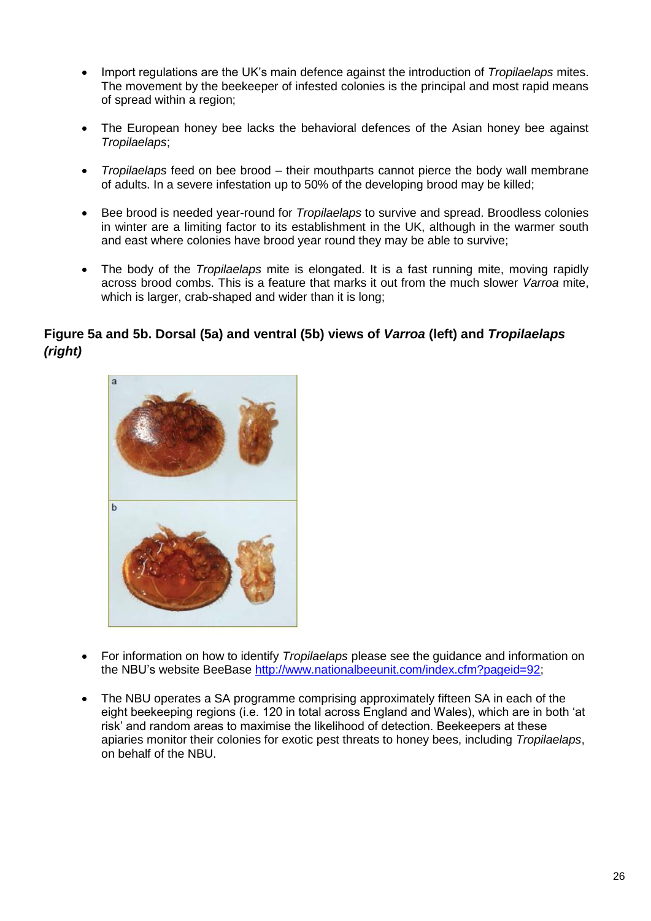- Import regulations are the UK's main defence against the introduction of *Tropilaelaps* mites. The movement by the beekeeper of infested colonies is the principal and most rapid means of spread within a region;

- The European honey bee lacks the behavioral defences of the Asian honey bee against *Tropilaelaps*;

- *Tropilaelaps* feed on bee brood – their mouthparts cannot pierce the body wall membrane of adults. In a severe infestation up to 50% of the developing brood may be killed;

- Bee brood is needed year-round for *Tropilaelaps* to survive and spread. Broodless colonies in winter are a limiting factor to its establishment in the UK, although in the warmer south and east where colonies have brood year round they may be able to survive;

- The body of the *Tropilaelaps* mite is elongated. It is a fast running mite, moving rapidly across brood combs. This is a feature that marks it out from the much slower *Varroa* mite, which is larger, crab-shaped and wider than it is long;

**Figure 5a and 5b. Dorsal (5a) and ventral (5b) views of *Varroa* (left) and *Tropilaelaps* *(right)***

- For information on how to identify *Tropilaelaps* please see the guidance and information on the NBU's website BeeBase http://www.nationalbeeunit.com/index.cfm?pageid=92;

- The NBU operates a SA programme comprising approximately fifteen SA in each of the eight beekeeping regions (i.e. 120 in total across England and Wales), which are in both 'at risk' and random areas to maximise the likelihood of detection. Beekeepers at these apiaries monitor their colonies for exotic pest threats to honey bees, including *Tropilaelaps*, on behalf of the NBU.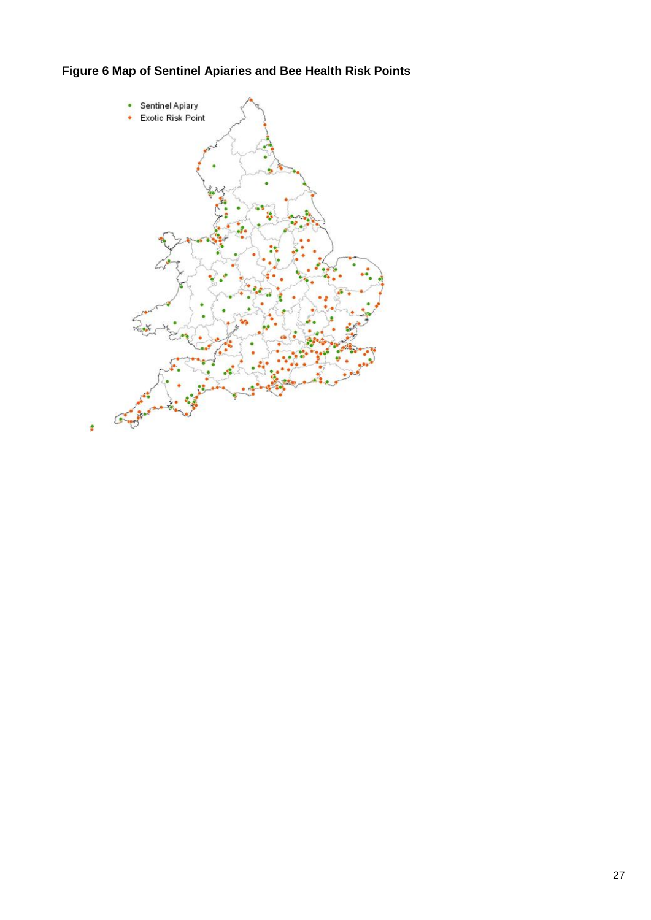**Figure 6 Map of Sentinel Apiaries and Bee Health Risk Points**

Sentinel Apiary

Exotic Risk Point